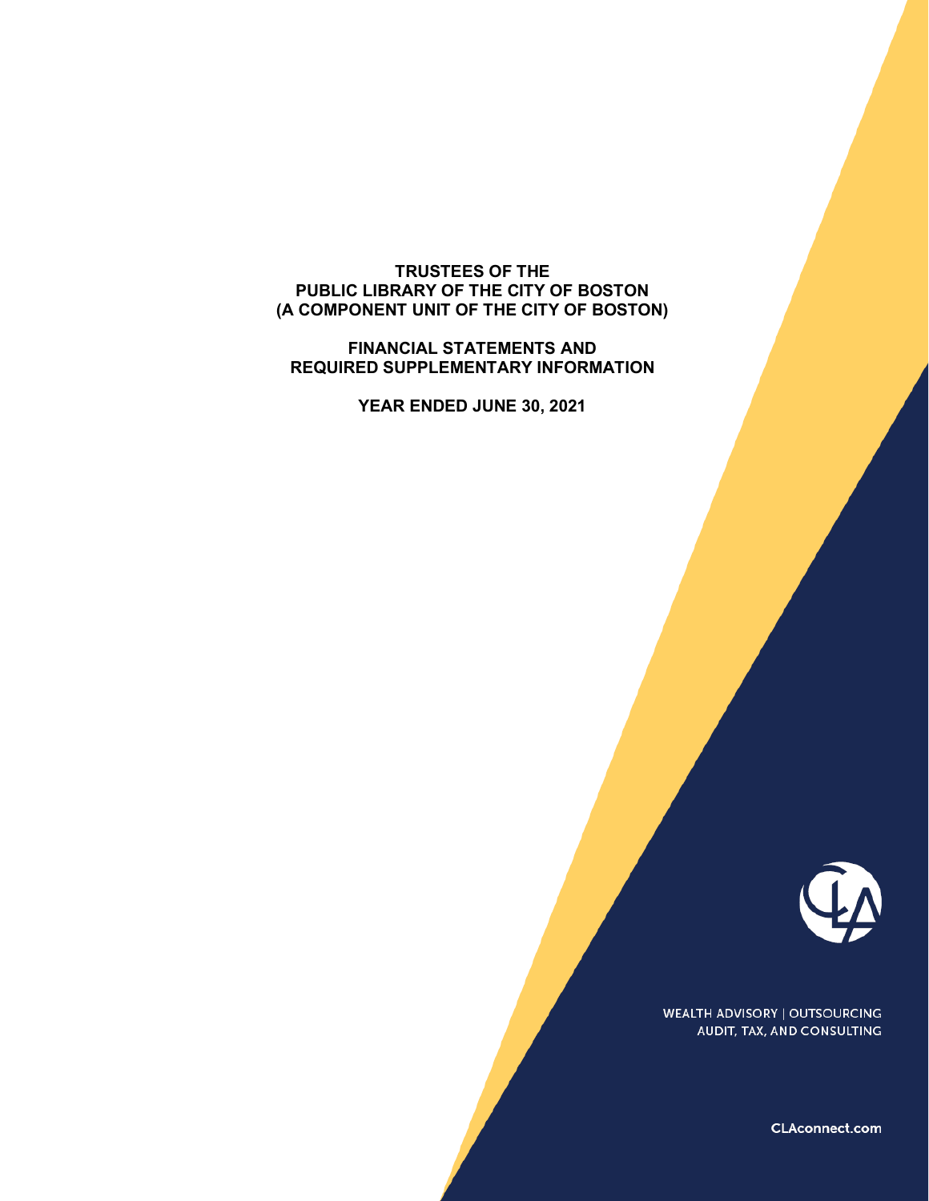# TRUSTEES OF THE PUBLIC LIBRARY OF THE CITY OF BOSTON (A COMPONENT UNIT OF THE CITY OF BOSTON)

## FINANCIAL STATEMENTS AND REQUIRED SUPPLEMENTARY INFORMATION

### YEAR ENDED JUNE 30, 2021

WEALTH ADVISORY | OUTSOURCING
AUDIT, TAX, AND CONSULTING

CLAconnect.com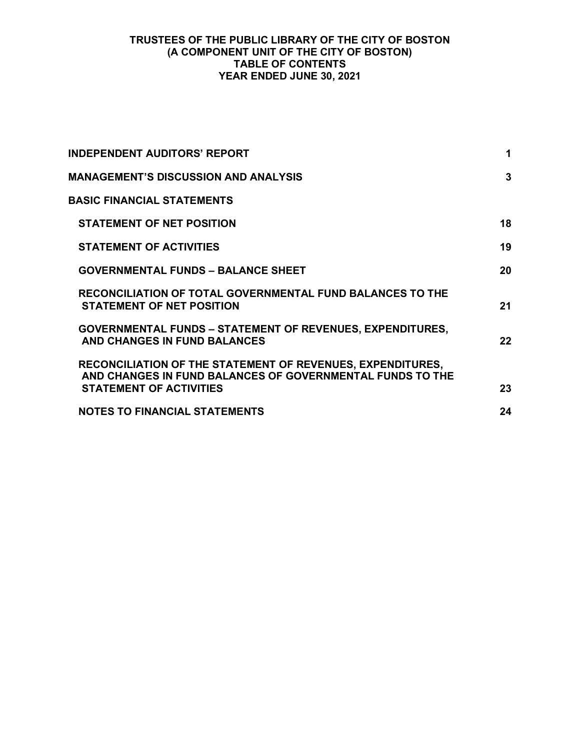**TRUSTEES OF THE PUBLIC LIBRARY OF THE CITY OF BOSTON**
**(A COMPONENT UNIT OF THE CITY OF BOSTON)**
**TABLE OF CONTENTS**
**YEAR ENDED JUNE 30, 2021**

| | |
|---|---|
| **INDEPENDENT AUDITORS' REPORT** | **1** |
| **MANAGEMENT'S DISCUSSION AND ANALYSIS** | **3** |
| **BASIC FINANCIAL STATEMENTS** | |
| **STATEMENT OF NET POSITION** | **18** |
| **STATEMENT OF ACTIVITIES** | **19** |
| **GOVERNMENTAL FUNDS – BALANCE SHEET** | **20** |
| **RECONCILIATION OF TOTAL GOVERNMENTAL FUND BALANCES TO THE STATEMENT OF NET POSITION** | **21** |
| **GOVERNMENTAL FUNDS – STATEMENT OF REVENUES, EXPENDITURES, AND CHANGES IN FUND BALANCES** | **22** |
| **RECONCILIATION OF THE STATEMENT OF REVENUES, EXPENDITURES, AND CHANGES IN FUND BALANCES OF GOVERNMENTAL FUNDS TO THE STATEMENT OF ACTIVITIES** | **23** |
| **NOTES TO FINANCIAL STATEMENTS** | **24** |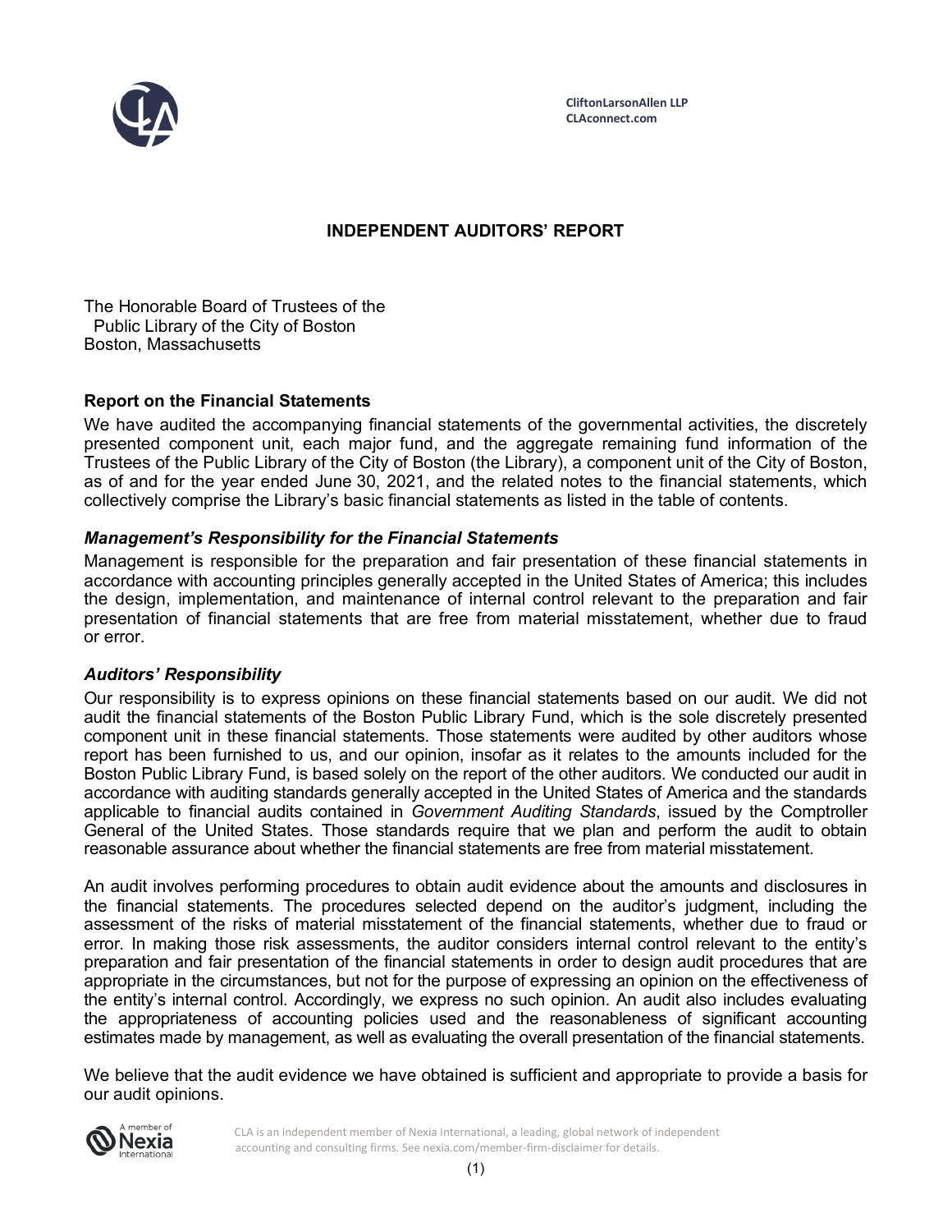CliftonLarsonAllen LLP
CLAconnect.com

# INDEPENDENT AUDITORS' REPORT

The Honorable Board of Trustees of the
Public Library of the City of Boston
Boston, Massachusetts

## Report on the Financial Statements

We have audited the accompanying financial statements of the governmental activities, the discretely presented component unit, each major fund, and the aggregate remaining fund information of the Trustees of the Public Library of the City of Boston (the Library), a component unit of the City of Boston, as of and for the year ended June 30, 2021, and the related notes to the financial statements, which collectively comprise the Library's basic financial statements as listed in the table of contents.

### *Management's Responsibility for the Financial Statements*

Management is responsible for the preparation and fair presentation of these financial statements in accordance with accounting principles generally accepted in the United States of America; this includes the design, implementation, and maintenance of internal control relevant to the preparation and fair presentation of financial statements that are free from material misstatement, whether due to fraud or error.

### *Auditors' Responsibility*

Our responsibility is to express opinions on these financial statements based on our audit. We did not audit the financial statements of the Boston Public Library Fund, which is the sole discretely presented component unit in these financial statements. Those statements were audited by other auditors whose report has been furnished to us, and our opinion, insofar as it relates to the amounts included for the Boston Public Library Fund, is based solely on the report of the other auditors. We conducted our audit in accordance with auditing standards generally accepted in the United States of America and the standards applicable to financial audits contained in *Government Auditing Standards*, issued by the Comptroller General of the United States. Those standards require that we plan and perform the audit to obtain reasonable assurance about whether the financial statements are free from material misstatement.

An audit involves performing procedures to obtain audit evidence about the amounts and disclosures in the financial statements. The procedures selected depend on the auditor's judgment, including the assessment of the risks of material misstatement of the financial statements, whether due to fraud or error. In making those risk assessments, the auditor considers internal control relevant to the entity's preparation and fair presentation of the financial statements in order to design audit procedures that are appropriate in the circumstances, but not for the purpose of expressing an opinion on the effectiveness of the entity's internal control. Accordingly, we express no such opinion. An audit also includes evaluating the appropriateness of accounting policies used and the reasonableness of significant accounting estimates made by management, as well as evaluating the overall presentation of the financial statements.

We believe that the audit evidence we have obtained is sufficient and appropriate to provide a basis for our audit opinions.

CLA is an independent member of Nexia International, a leading, global network of independent accounting and consulting firms. See nexia.com/member-firm-disclaimer for details.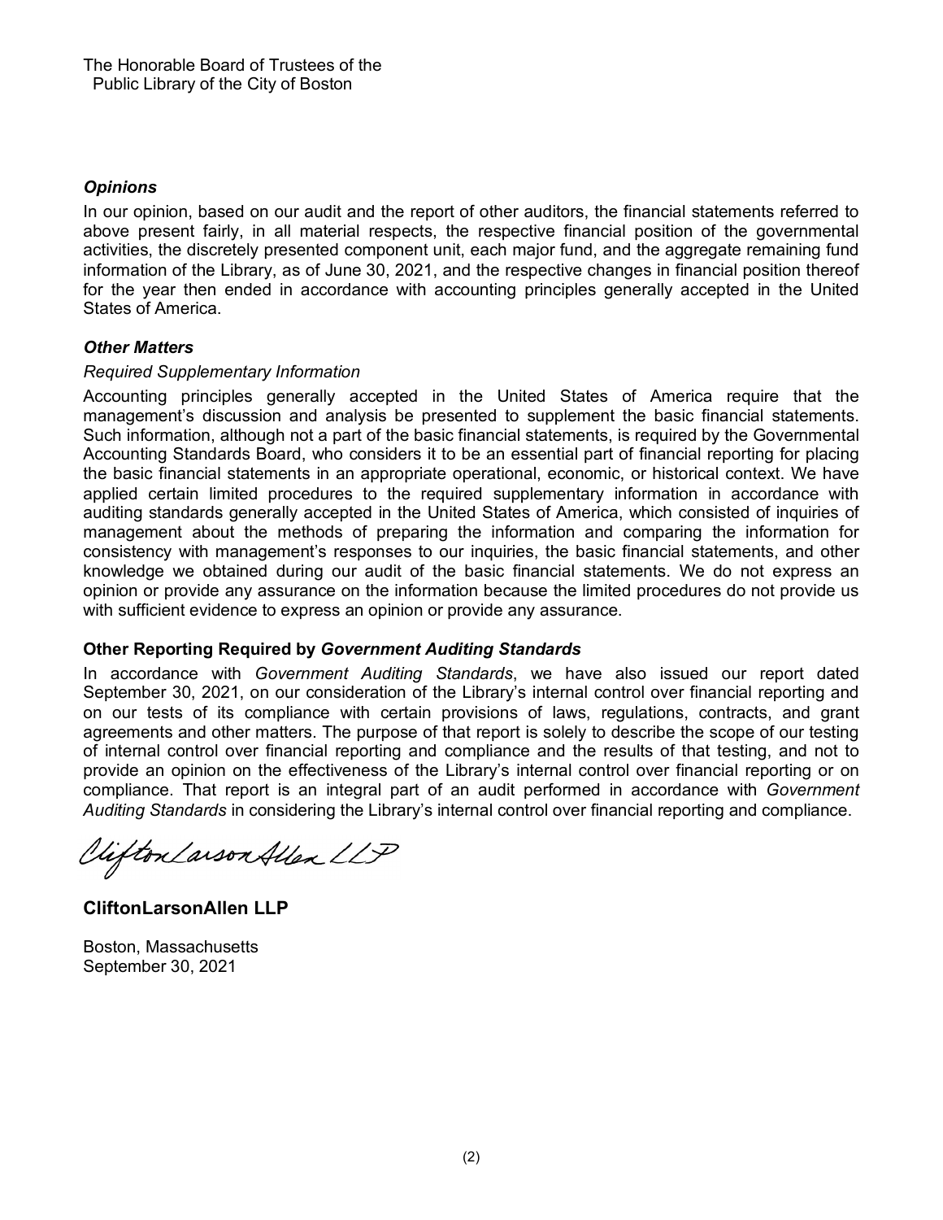The Honorable Board of Trustees of the
Public Library of the City of Boston

***Opinions***

In our opinion, based on our audit and the report of other auditors, the financial statements referred to above present fairly, in all material respects, the respective financial position of the governmental activities, the discretely presented component unit, each major fund, and the aggregate remaining fund information of the Library, as of June 30, 2021, and the respective changes in financial position thereof for the year then ended in accordance with accounting principles generally accepted in the United States of America.

***Other Matters***

*Required Supplementary Information*

Accounting principles generally accepted in the United States of America require that the management's discussion and analysis be presented to supplement the basic financial statements. Such information, although not a part of the basic financial statements, is required by the Governmental Accounting Standards Board, who considers it to be an essential part of financial reporting for placing the basic financial statements in an appropriate operational, economic, or historical context. We have applied certain limited procedures to the required supplementary information in accordance with auditing standards generally accepted in the United States of America, which consisted of inquiries of management about the methods of preparing the information and comparing the information for consistency with management's responses to our inquiries, the basic financial statements, and other knowledge we obtained during our audit of the basic financial statements. We do not express an opinion or provide any assurance on the information because the limited procedures do not provide us with sufficient evidence to express an opinion or provide any assurance.

**Other Reporting Required by *Government Auditing Standards***

In accordance with *Government Auditing Standards*, we have also issued our report dated September 30, 2021, on our consideration of the Library's internal control over financial reporting and on our tests of its compliance with certain provisions of laws, regulations, contracts, and grant agreements and other matters. The purpose of that report is solely to describe the scope of our testing of internal control over financial reporting and compliance and the results of that testing, and not to provide an opinion on the effectiveness of the Library's internal control over financial reporting or on compliance. That report is an integral part of an audit performed in accordance with *Government Auditing Standards* in considering the Library's internal control over financial reporting and compliance.

CliftonLarsonAllen LLP

**CliftonLarsonAllen LLP**

Boston, Massachusetts
September 30, 2021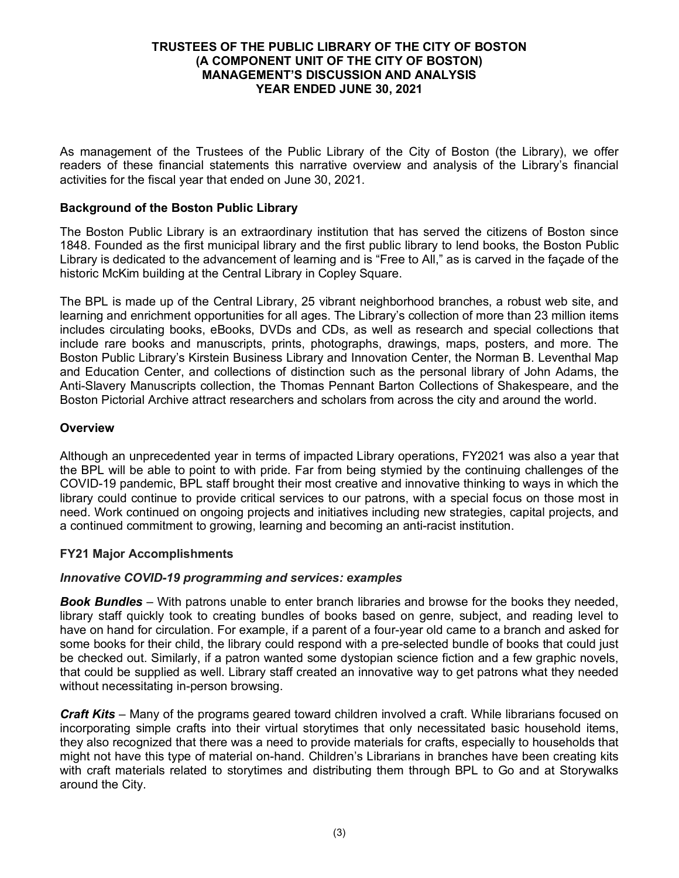# TRUSTEES OF THE PUBLIC LIBRARY OF THE CITY OF BOSTON (A COMPONENT UNIT OF THE CITY OF BOSTON) MANAGEMENT'S DISCUSSION AND ANALYSIS YEAR ENDED JUNE 30, 2021

As management of the Trustees of the Public Library of the City of Boston (the Library), we offer readers of these financial statements this narrative overview and analysis of the Library's financial activities for the fiscal year that ended on June 30, 2021.

## Background of the Boston Public Library

The Boston Public Library is an extraordinary institution that has served the citizens of Boston since 1848. Founded as the first municipal library and the first public library to lend books, the Boston Public Library is dedicated to the advancement of learning and is "Free to All," as is carved in the façade of the historic McKim building at the Central Library in Copley Square.

The BPL is made up of the Central Library, 25 vibrant neighborhood branches, a robust web site, and learning and enrichment opportunities for all ages. The Library's collection of more than 23 million items includes circulating books, eBooks, DVDs and CDs, as well as research and special collections that include rare books and manuscripts, prints, photographs, drawings, maps, posters, and more. The Boston Public Library's Kirstein Business Library and Innovation Center, the Norman B. Leventhal Map and Education Center, and collections of distinction such as the personal library of John Adams, the Anti-Slavery Manuscripts collection, the Thomas Pennant Barton Collections of Shakespeare, and the Boston Pictorial Archive attract researchers and scholars from across the city and around the world.

## Overview

Although an unprecedented year in terms of impacted Library operations, FY2021 was also a year that the BPL will be able to point to with pride. Far from being stymied by the continuing challenges of the COVID-19 pandemic, BPL staff brought their most creative and innovative thinking to ways in which the library could continue to provide critical services to our patrons, with a special focus on those most in need. Work continued on ongoing projects and initiatives including new strategies, capital projects, and a continued commitment to growing, learning and becoming an anti-racist institution.

## FY21 Major Accomplishments

### *Innovative COVID-19 programming and services: examples*

***Book Bundles*** – With patrons unable to enter branch libraries and browse for the books they needed, library staff quickly took to creating bundles of books based on genre, subject, and reading level to have on hand for circulation. For example, if a parent of a four-year old came to a branch and asked for some books for their child, the library could respond with a pre-selected bundle of books that could just be checked out. Similarly, if a patron wanted some dystopian science fiction and a few graphic novels, that could be supplied as well. Library staff created an innovative way to get patrons what they needed without necessitating in-person browsing.

***Craft Kits*** – Many of the programs geared toward children involved a craft. While librarians focused on incorporating simple crafts into their virtual storytimes that only necessitated basic household items, they also recognized that there was a need to provide materials for crafts, especially to households that might not have this type of material on-hand. Children's Librarians in branches have been creating kits with craft materials related to storytimes and distributing them through BPL to Go and at Storywalks around the City.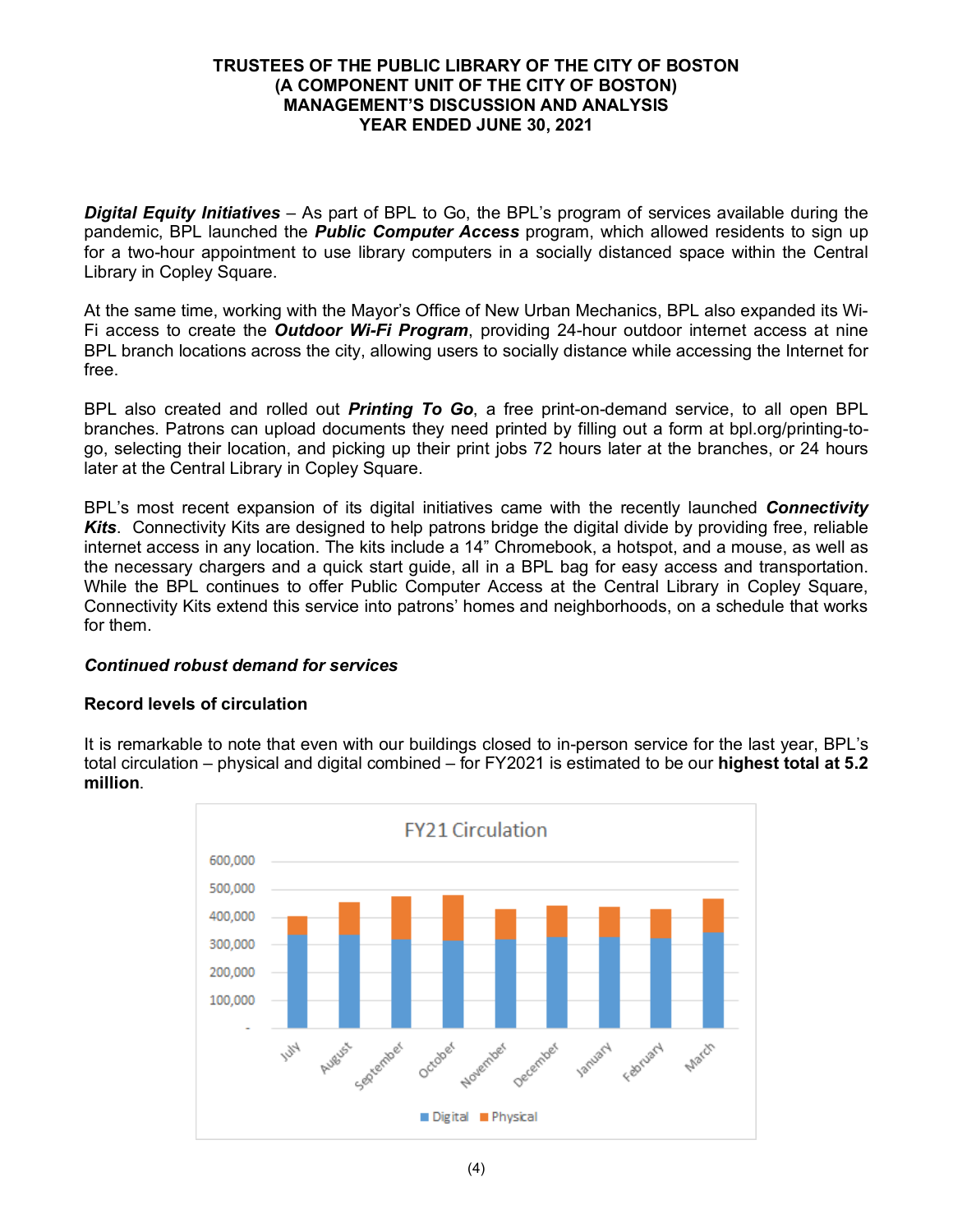**TRUSTEES OF THE PUBLIC LIBRARY OF THE CITY OF BOSTON**
**(A COMPONENT UNIT OF THE CITY OF BOSTON)**
**MANAGEMENT'S DISCUSSION AND ANALYSIS**
**YEAR ENDED JUNE 30, 2021**

***Digital Equity Initiatives*** – As part of BPL to Go, the BPL's program of services available during the pandemic, BPL launched the ***Public Computer Access*** program, which allowed residents to sign up for a two-hour appointment to use library computers in a socially distanced space within the Central Library in Copley Square.

At the same time, working with the Mayor's Office of New Urban Mechanics, BPL also expanded its Wi-Fi access to create the ***Outdoor Wi-Fi Program***, providing 24-hour outdoor internet access at nine BPL branch locations across the city, allowing users to socially distance while accessing the Internet for free.

BPL also created and rolled out ***Printing To Go***, a free print-on-demand service, to all open BPL branches. Patrons can upload documents they need printed by filling out a form at bpl.org/printing-to-go, selecting their location, and picking up their print jobs 72 hours later at the branches, or 24 hours later at the Central Library in Copley Square.

BPL's most recent expansion of its digital initiatives came with the recently launched ***Connectivity Kits***. Connectivity Kits are designed to help patrons bridge the digital divide by providing free, reliable internet access in any location. The kits include a 14" Chromebook, a hotspot, and a mouse, as well as the necessary chargers and a quick start guide, all in a BPL bag for easy access and transportation. While the BPL continues to offer Public Computer Access at the Central Library in Copley Square, Connectivity Kits extend this service into patrons' homes and neighborhoods, on a schedule that works for them.

***Continued robust demand for services***

**Record levels of circulation**

It is remarkable to note that even with our buildings closed to in-person service for the last year, BPL's total circulation – physical and digital combined – for FY2021 is estimated to be our **highest total at 5.2 million**.

FY21 Circulation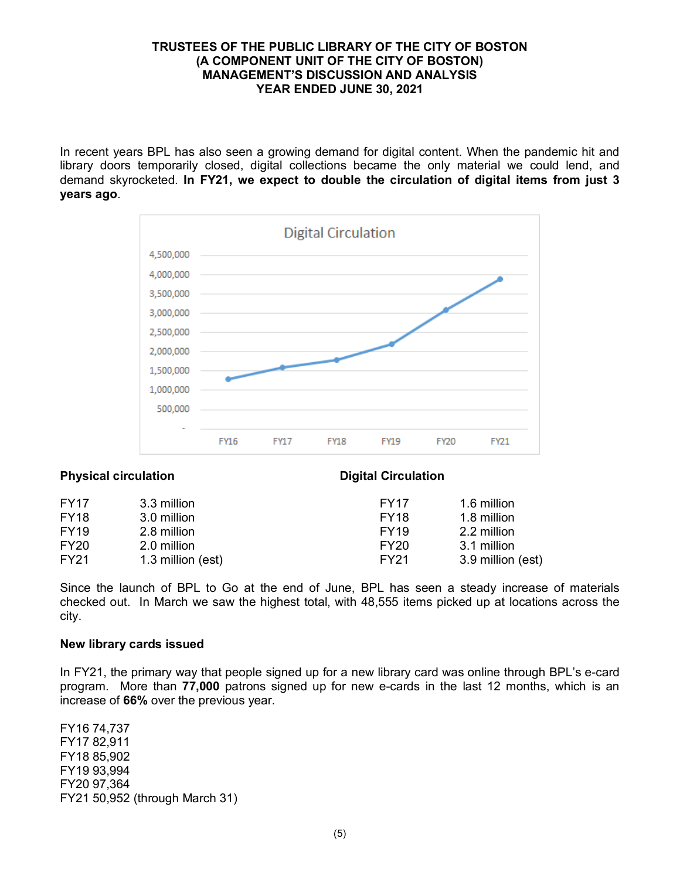In recent years BPL has also seen a growing demand for digital content. When the pandemic hit and library doors temporarily closed, digital collections became the only material we could lend, and demand skyrocketed. **In FY21, we expect to double the circulation of digital items from just 3 years ago**.

**Physical circulation**

| | |
|---|---|
| FY17 | 3.3 million |
| FY18 | 3.0 million |
| FY19 | 2.8 million |
| FY20 | 2.0 million |
| FY21 | 1.3 million (est) |

**Digital Circulation**

| | |
|---|---|
| FY17 | 1.6 million |
| FY18 | 1.8 million |
| FY19 | 2.2 million |
| FY20 | 3.1 million |
| FY21 | 3.9 million (est) |

Since the launch of BPL to Go at the end of June, BPL has seen a steady increase of materials checked out. In March we saw the highest total, with 48,555 items picked up at locations across the city.

**New library cards issued**

In FY21, the primary way that people signed up for a new library card was online through BPL's e-card program. More than **77,000** patrons signed up for new e-cards in the last 12 months, which is an increase of **66%** over the previous year.

FY16 74,737
FY17 82,911
FY18 85,902
FY19 93,994
FY20 97,364
FY21 50,952 (through March 31)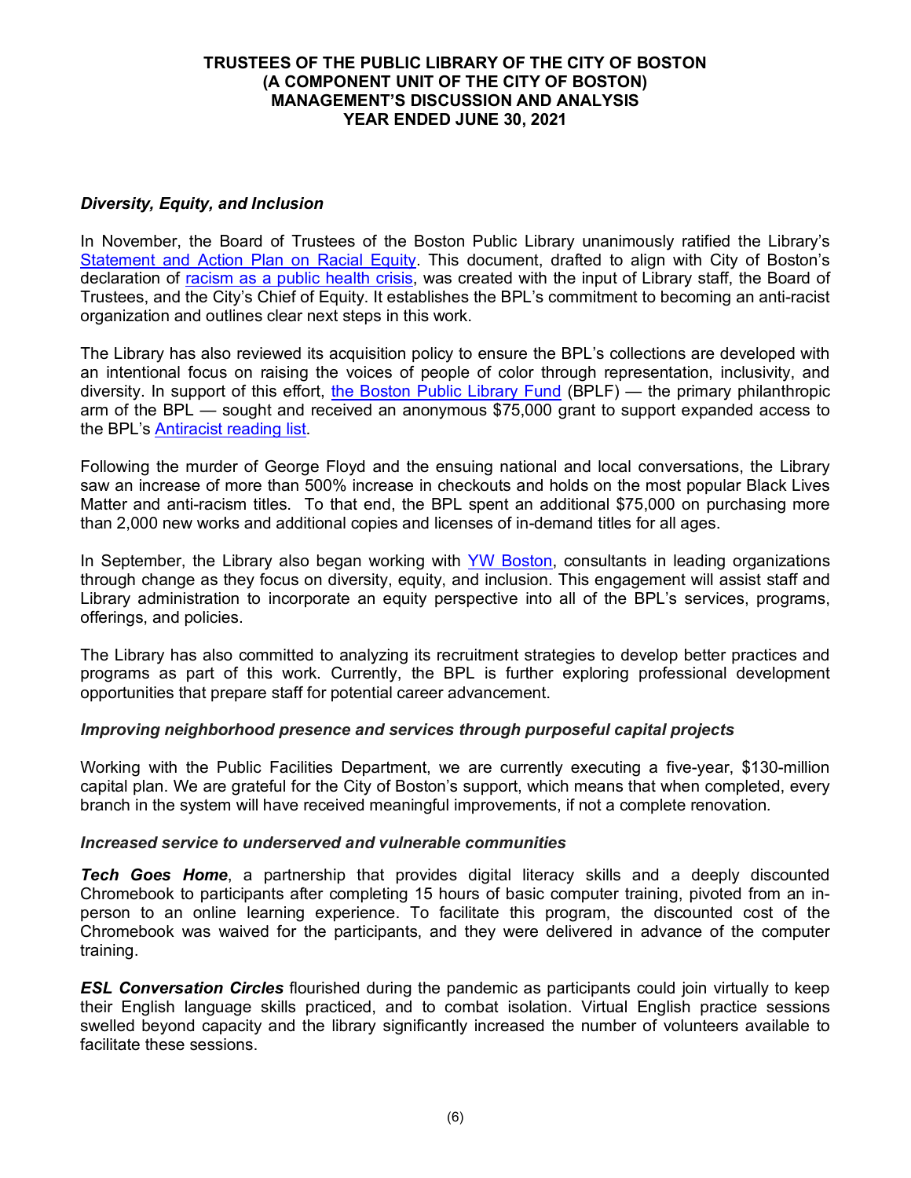### *Diversity, Equity, and Inclusion*

In November, the Board of Trustees of the Boston Public Library unanimously ratified the Library's Statement and Action Plan on Racial Equity. This document, drafted to align with City of Boston's declaration of racism as a public health crisis, was created with the input of Library staff, the Board of Trustees, and the City's Chief of Equity. It establishes the BPL's commitment to becoming an anti-racist organization and outlines clear next steps in this work.

The Library has also reviewed its acquisition policy to ensure the BPL's collections are developed with an intentional focus on raising the voices of people of color through representation, inclusivity, and diversity. In support of this effort, the Boston Public Library Fund (BPLF) — the primary philanthropic arm of the BPL — sought and received an anonymous $75,000 grant to support expanded access to the BPL's Antiracist reading list.

Following the murder of George Floyd and the ensuing national and local conversations, the Library saw an increase of more than 500% increase in checkouts and holds on the most popular Black Lives Matter and anti-racism titles. To that end, the BPL spent an additional $75,000 on purchasing more than 2,000 new works and additional copies and licenses of in-demand titles for all ages.

In September, the Library also began working with YW Boston, consultants in leading organizations through change as they focus on diversity, equity, and inclusion. This engagement will assist staff and Library administration to incorporate an equity perspective into all of the BPL's services, programs, offerings, and policies.

The Library has also committed to analyzing its recruitment strategies to develop better practices and programs as part of this work. Currently, the BPL is further exploring professional development opportunities that prepare staff for potential career advancement.

### *Improving neighborhood presence and services through purposeful capital projects*

Working with the Public Facilities Department, we are currently executing a five-year, $130-million capital plan. We are grateful for the City of Boston's support, which means that when completed, every branch in the system will have received meaningful improvements, if not a complete renovation.

### *Increased service to underserved and vulnerable communities*

***Tech Goes Home***, a partnership that provides digital literacy skills and a deeply discounted Chromebook to participants after completing 15 hours of basic computer training, pivoted from an in-person to an online learning experience. To facilitate this program, the discounted cost of the Chromebook was waived for the participants, and they were delivered in advance of the computer training.

***ESL Conversation Circles*** flourished during the pandemic as participants could join virtually to keep their English language skills practiced, and to combat isolation. Virtual English practice sessions swelled beyond capacity and the library significantly increased the number of volunteers available to facilitate these sessions.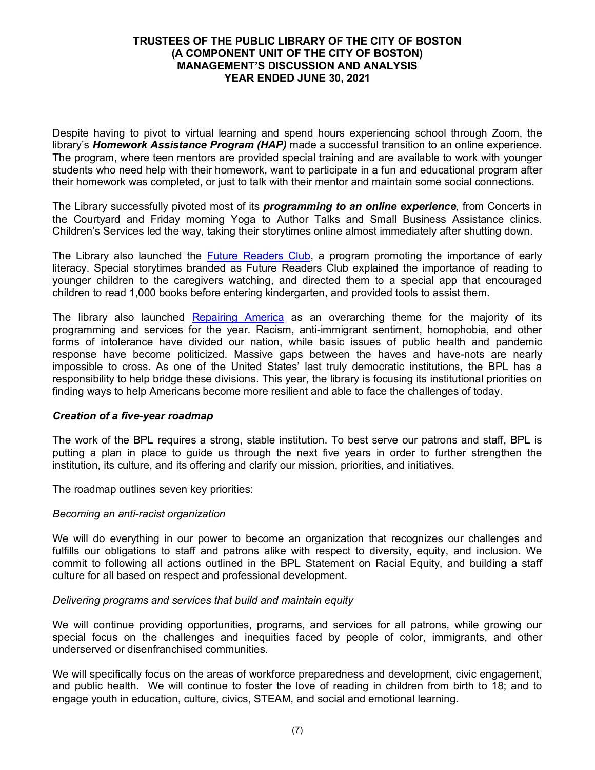Despite having to pivot to virtual learning and spend hours experiencing school through Zoom, the library's ***Homework Assistance Program (HAP)*** made a successful transition to an online experience. The program, where teen mentors are provided special training and are available to work with younger students who need help with their homework, want to participate in a fun and educational program after their homework was completed, or just to talk with their mentor and maintain some social connections.

The Library successfully pivoted most of its ***programming to an online experience***, from Concerts in the Courtyard and Friday morning Yoga to Author Talks and Small Business Assistance clinics. Children's Services led the way, taking their storytimes online almost immediately after shutting down.

The Library also launched the Future Readers Club, a program promoting the importance of early literacy. Special storytimes branded as Future Readers Club explained the importance of reading to younger children to the caregivers watching, and directed them to a special app that encouraged children to read 1,000 books before entering kindergarten, and provided tools to assist them.

The library also launched Repairing America as an overarching theme for the majority of its programming and services for the year. Racism, anti-immigrant sentiment, homophobia, and other forms of intolerance have divided our nation, while basic issues of public health and pandemic response have become politicized. Massive gaps between the haves and have-nots are nearly impossible to cross. As one of the United States' last truly democratic institutions, the BPL has a responsibility to help bridge these divisions. This year, the library is focusing its institutional priorities on finding ways to help Americans become more resilient and able to face the challenges of today.

***Creation of a five-year roadmap***

The work of the BPL requires a strong, stable institution. To best serve our patrons and staff, BPL is putting a plan in place to guide us through the next five years in order to further strengthen the institution, its culture, and its offering and clarify our mission, priorities, and initiatives.

The roadmap outlines seven key priorities:

*Becoming an anti-racist organization*

We will do everything in our power to become an organization that recognizes our challenges and fulfills our obligations to staff and patrons alike with respect to diversity, equity, and inclusion. We commit to following all actions outlined in the BPL Statement on Racial Equity, and building a staff culture for all based on respect and professional development.

*Delivering programs and services that build and maintain equity*

We will continue providing opportunities, programs, and services for all patrons, while growing our special focus on the challenges and inequities faced by people of color, immigrants, and other underserved or disenfranchised communities.

We will specifically focus on the areas of workforce preparedness and development, civic engagement, and public health. We will continue to foster the love of reading in children from birth to 18; and to engage youth in education, culture, civics, STEAM, and social and emotional learning.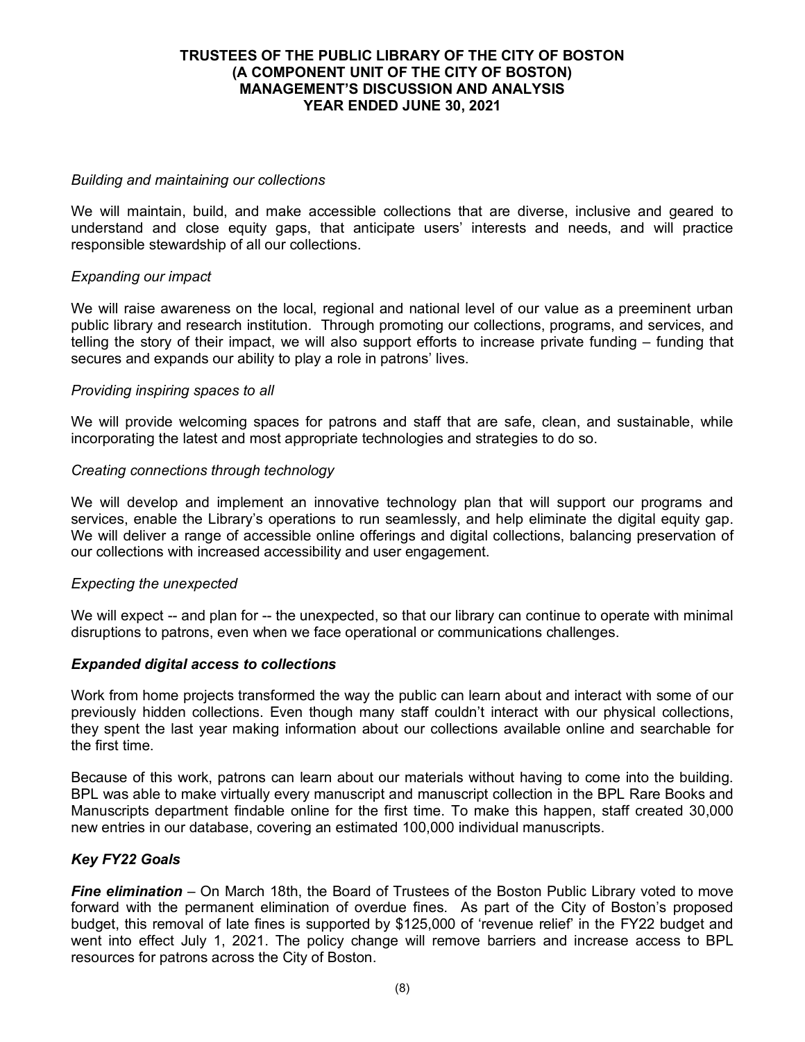*Building and maintaining our collections*

We will maintain, build, and make accessible collections that are diverse, inclusive and geared to understand and close equity gaps, that anticipate users' interests and needs, and will practice responsible stewardship of all our collections.

*Expanding our impact*

We will raise awareness on the local, regional and national level of our value as a preeminent urban public library and research institution. Through promoting our collections, programs, and services, and telling the story of their impact, we will also support efforts to increase private funding – funding that secures and expands our ability to play a role in patrons' lives.

*Providing inspiring spaces to all*

We will provide welcoming spaces for patrons and staff that are safe, clean, and sustainable, while incorporating the latest and most appropriate technologies and strategies to do so.

*Creating connections through technology*

We will develop and implement an innovative technology plan that will support our programs and services, enable the Library's operations to run seamlessly, and help eliminate the digital equity gap. We will deliver a range of accessible online offerings and digital collections, balancing preservation of our collections with increased accessibility and user engagement.

*Expecting the unexpected*

We will expect -- and plan for -- the unexpected, so that our library can continue to operate with minimal disruptions to patrons, even when we face operational or communications challenges.

***Expanded digital access to collections***

Work from home projects transformed the way the public can learn about and interact with some of our previously hidden collections. Even though many staff couldn't interact with our physical collections, they spent the last year making information about our collections available online and searchable for the first time.

Because of this work, patrons can learn about our materials without having to come into the building. BPL was able to make virtually every manuscript and manuscript collection in the BPL Rare Books and Manuscripts department findable online for the first time. To make this happen, staff created 30,000 new entries in our database, covering an estimated 100,000 individual manuscripts.

***Key FY22 Goals***

***Fine elimination*** – On March 18th, the Board of Trustees of the Boston Public Library voted to move forward with the permanent elimination of overdue fines. As part of the City of Boston's proposed budget, this removal of late fines is supported by $125,000 of 'revenue relief' in the FY22 budget and went into effect July 1, 2021. The policy change will remove barriers and increase access to BPL resources for patrons across the City of Boston.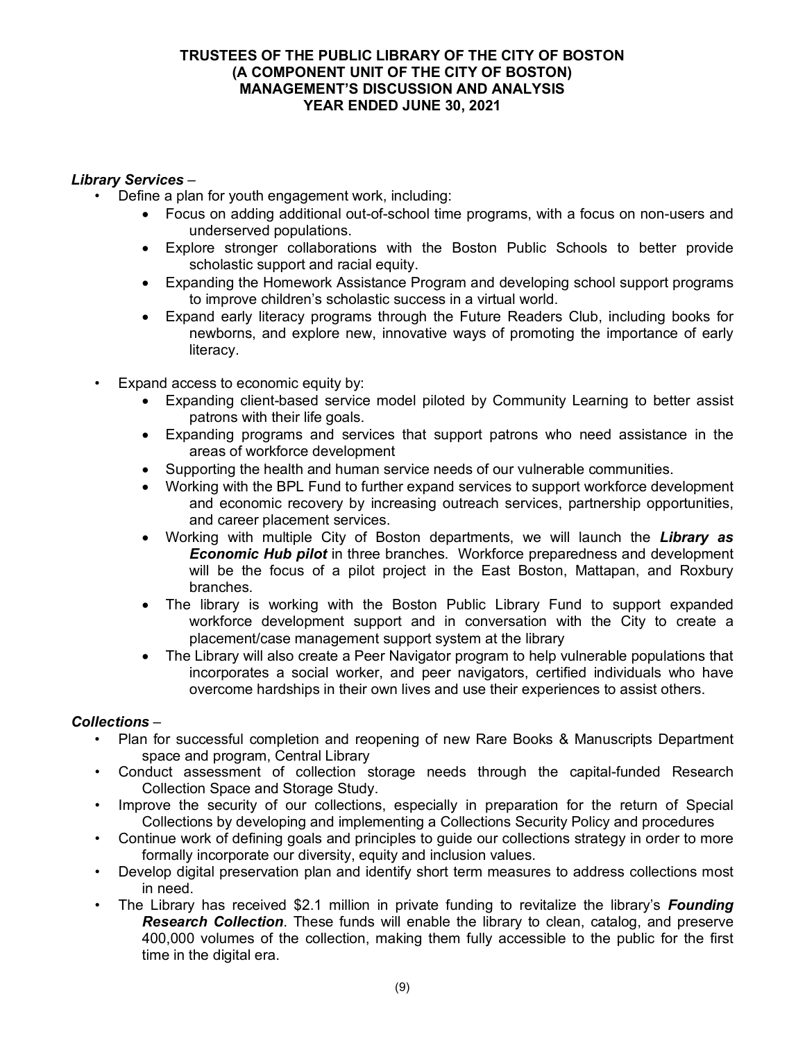**TRUSTEES OF THE PUBLIC LIBRARY OF THE CITY OF BOSTON**
**(A COMPONENT UNIT OF THE CITY OF BOSTON)**
**MANAGEMENT'S DISCUSSION AND ANALYSIS**
**YEAR ENDED JUNE 30, 2021**

***Library Services*** –

- Define a plan for youth engagement work, including:
  - Focus on adding additional out-of-school time programs, with a focus on non-users and underserved populations.
  - Explore stronger collaborations with the Boston Public Schools to better provide scholastic support and racial equity.
  - Expanding the Homework Assistance Program and developing school support programs to improve children's scholastic success in a virtual world.
  - Expand early literacy programs through the Future Readers Club, including books for newborns, and explore new, innovative ways of promoting the importance of early literacy.

- Expand access to economic equity by:
  - Expanding client-based service model piloted by Community Learning to better assist patrons with their life goals.
  - Expanding programs and services that support patrons who need assistance in the areas of workforce development
  - Supporting the health and human service needs of our vulnerable communities.
  - Working with the BPL Fund to further expand services to support workforce development and economic recovery by increasing outreach services, partnership opportunities, and career placement services.
  - Working with multiple City of Boston departments, we will launch the ***Library as Economic Hub pilot*** in three branches. Workforce preparedness and development will be the focus of a pilot project in the East Boston, Mattapan, and Roxbury branches.
  - The library is working with the Boston Public Library Fund to support expanded workforce development support and in conversation with the City to create a placement/case management support system at the library
  - The Library will also create a Peer Navigator program to help vulnerable populations that incorporates a social worker, and peer navigators, certified individuals who have overcome hardships in their own lives and use their experiences to assist others.

***Collections*** –

- Plan for successful completion and reopening of new Rare Books & Manuscripts Department space and program, Central Library
- Conduct assessment of collection storage needs through the capital-funded Research Collection Space and Storage Study.
- Improve the security of our collections, especially in preparation for the return of Special Collections by developing and implementing a Collections Security Policy and procedures
- Continue work of defining goals and principles to guide our collections strategy in order to more formally incorporate our diversity, equity and inclusion values.
- Develop digital preservation plan and identify short term measures to address collections most in need.
- The Library has received $2.1 million in private funding to revitalize the library's ***Founding Research Collection***. These funds will enable the library to clean, catalog, and preserve 400,000 volumes of the collection, making them fully accessible to the public for the first time in the digital era.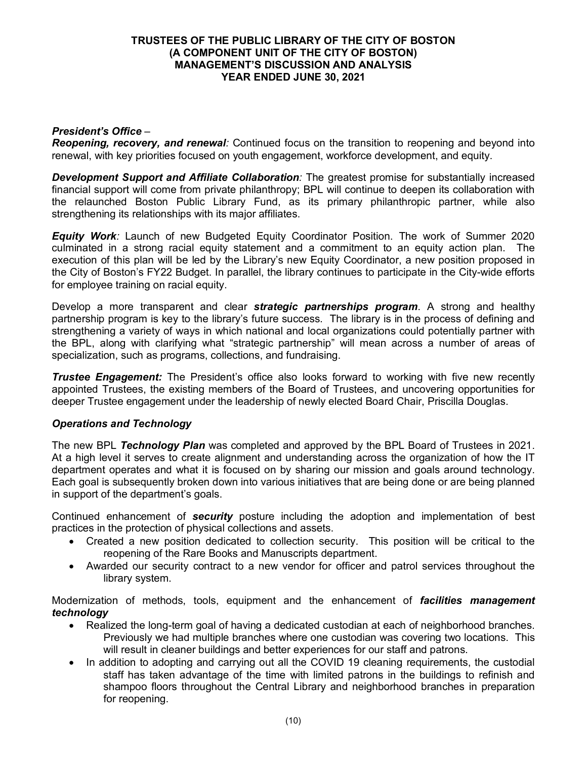*President's Office* –

***Reopening, recovery, and renewal**:* Continued focus on the transition to reopening and beyond into renewal, with key priorities focused on youth engagement, workforce development, and equity.

***Development Support and Affiliate Collaboration**:* The greatest promise for substantially increased financial support will come from private philanthropy; BPL will continue to deepen its collaboration with the relaunched Boston Public Library Fund, as its primary philanthropic partner, while also strengthening its relationships with its major affiliates.

***Equity Work**:* Launch of new Budgeted Equity Coordinator Position. The work of Summer 2020 culminated in a strong racial equity statement and a commitment to an equity action plan. The execution of this plan will be led by the Library's new Equity Coordinator, a new position proposed in the City of Boston's FY22 Budget. In parallel, the library continues to participate in the City-wide efforts for employee training on racial equity.

Develop a more transparent and clear ***strategic partnerships program***. A strong and healthy partnership program is key to the library's future success. The library is in the process of defining and strengthening a variety of ways in which national and local organizations could potentially partner with the BPL, along with clarifying what "strategic partnership" will mean across a number of areas of specialization, such as programs, collections, and fundraising.

***Trustee Engagement:*** The President's office also looks forward to working with five new recently appointed Trustees, the existing members of the Board of Trustees, and uncovering opportunities for deeper Trustee engagement under the leadership of newly elected Board Chair, Priscilla Douglas.

***Operations and Technology***

The new BPL ***Technology Plan*** was completed and approved by the BPL Board of Trustees in 2021. At a high level it serves to create alignment and understanding across the organization of how the IT department operates and what it is focused on by sharing our mission and goals around technology. Each goal is subsequently broken down into various initiatives that are being done or are being planned in support of the department's goals.

Continued enhancement of ***security*** posture including the adoption and implementation of best practices in the protection of physical collections and assets.

- Created a new position dedicated to collection security. This position will be critical to the reopening of the Rare Books and Manuscripts department.
- Awarded our security contract to a new vendor for officer and patrol services throughout the library system.

Modernization of methods, tools, equipment and the enhancement of ***facilities management technology***

- Realized the long-term goal of having a dedicated custodian at each of neighborhood branches. Previously we had multiple branches where one custodian was covering two locations. This will result in cleaner buildings and better experiences for our staff and patrons.
- In addition to adopting and carrying out all the COVID 19 cleaning requirements, the custodial staff has taken advantage of the time with limited patrons in the buildings to refinish and shampoo floors throughout the Central Library and neighborhood branches in preparation for reopening.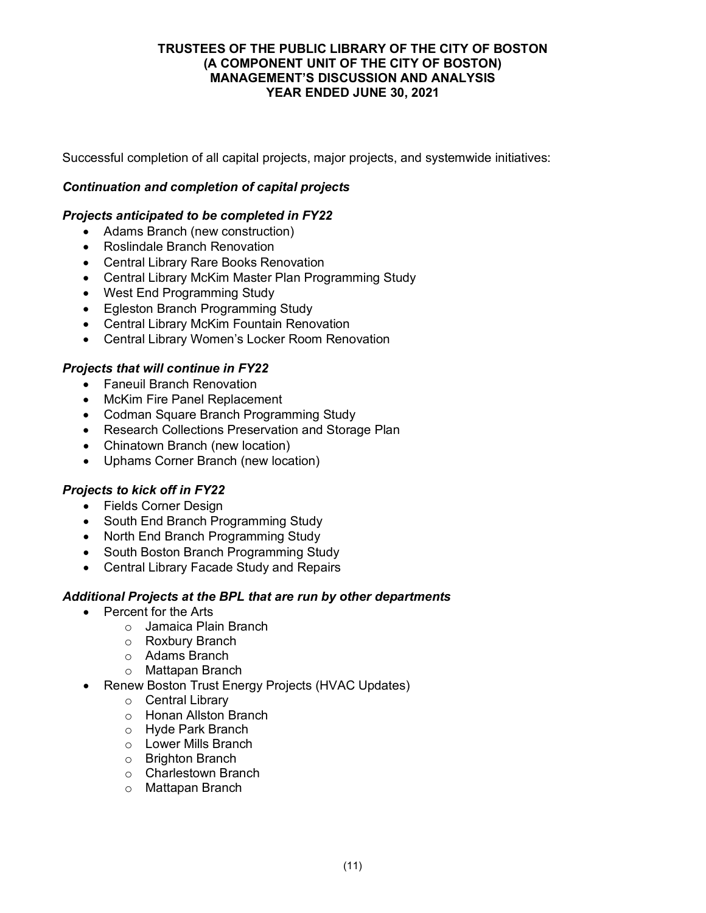Successful completion of all capital projects, major projects, and systemwide initiatives:

***Continuation and completion of capital projects***

***Projects anticipated to be completed in FY22***

- Adams Branch (new construction)
- Roslindale Branch Renovation
- Central Library Rare Books Renovation
- Central Library McKim Master Plan Programming Study
- West End Programming Study
- Egleston Branch Programming Study
- Central Library McKim Fountain Renovation
- Central Library Women's Locker Room Renovation

***Projects that will continue in FY22***

- Faneuil Branch Renovation
- McKim Fire Panel Replacement
- Codman Square Branch Programming Study
- Research Collections Preservation and Storage Plan
- Chinatown Branch (new location)
- Uphams Corner Branch (new location)

***Projects to kick off in FY22***

- Fields Corner Design
- South End Branch Programming Study
- North End Branch Programming Study
- South Boston Branch Programming Study
- Central Library Facade Study and Repairs

***Additional Projects at the BPL that are run by other departments***

- Percent for the Arts
  - Jamaica Plain Branch
  - Roxbury Branch
  - Adams Branch
  - Mattapan Branch
- Renew Boston Trust Energy Projects (HVAC Updates)
  - Central Library
  - Honan Allston Branch
  - Hyde Park Branch
  - Lower Mills Branch
  - Brighton Branch
  - Charlestown Branch
  - Mattapan Branch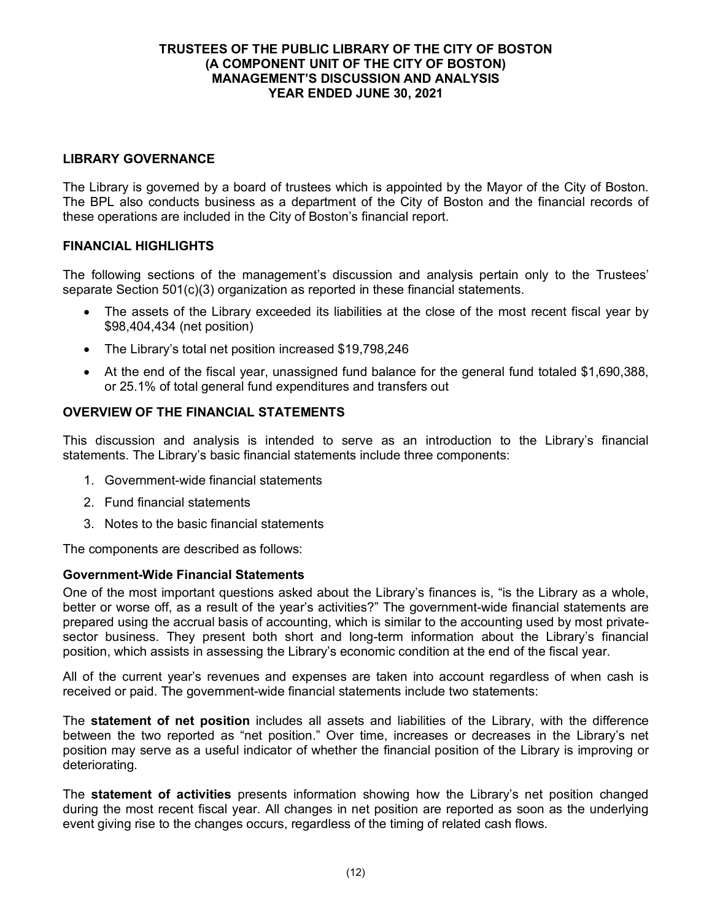# TRUSTEES OF THE PUBLIC LIBRARY OF THE CITY OF BOSTON (A COMPONENT UNIT OF THE CITY OF BOSTON) MANAGEMENT'S DISCUSSION AND ANALYSIS YEAR ENDED JUNE 30, 2021

## LIBRARY GOVERNANCE

The Library is governed by a board of trustees which is appointed by the Mayor of the City of Boston. The BPL also conducts business as a department of the City of Boston and the financial records of these operations are included in the City of Boston's financial report.

## FINANCIAL HIGHLIGHTS

The following sections of the management's discussion and analysis pertain only to the Trustees' separate Section 501(c)(3) organization as reported in these financial statements.

- The assets of the Library exceeded its liabilities at the close of the most recent fiscal year by $98,404,434 (net position)
- The Library's total net position increased $19,798,246
- At the end of the fiscal year, unassigned fund balance for the general fund totaled $1,690,388, or 25.1% of total general fund expenditures and transfers out

## OVERVIEW OF THE FINANCIAL STATEMENTS

This discussion and analysis is intended to serve as an introduction to the Library's financial statements. The Library's basic financial statements include three components:

1. Government-wide financial statements
2. Fund financial statements
3. Notes to the basic financial statements

The components are described as follows:

### Government-Wide Financial Statements

One of the most important questions asked about the Library's finances is, "is the Library as a whole, better or worse off, as a result of the year's activities?" The government-wide financial statements are prepared using the accrual basis of accounting, which is similar to the accounting used by most private-sector business. They present both short and long-term information about the Library's financial position, which assists in assessing the Library's economic condition at the end of the fiscal year.

All of the current year's revenues and expenses are taken into account regardless of when cash is received or paid. The government-wide financial statements include two statements:

The **statement of net position** includes all assets and liabilities of the Library, with the difference between the two reported as "net position." Over time, increases or decreases in the Library's net position may serve as a useful indicator of whether the financial position of the Library is improving or deteriorating.

The **statement of activities** presents information showing how the Library's net position changed during the most recent fiscal year. All changes in net position are reported as soon as the underlying event giving rise to the changes occurs, regardless of the timing of related cash flows.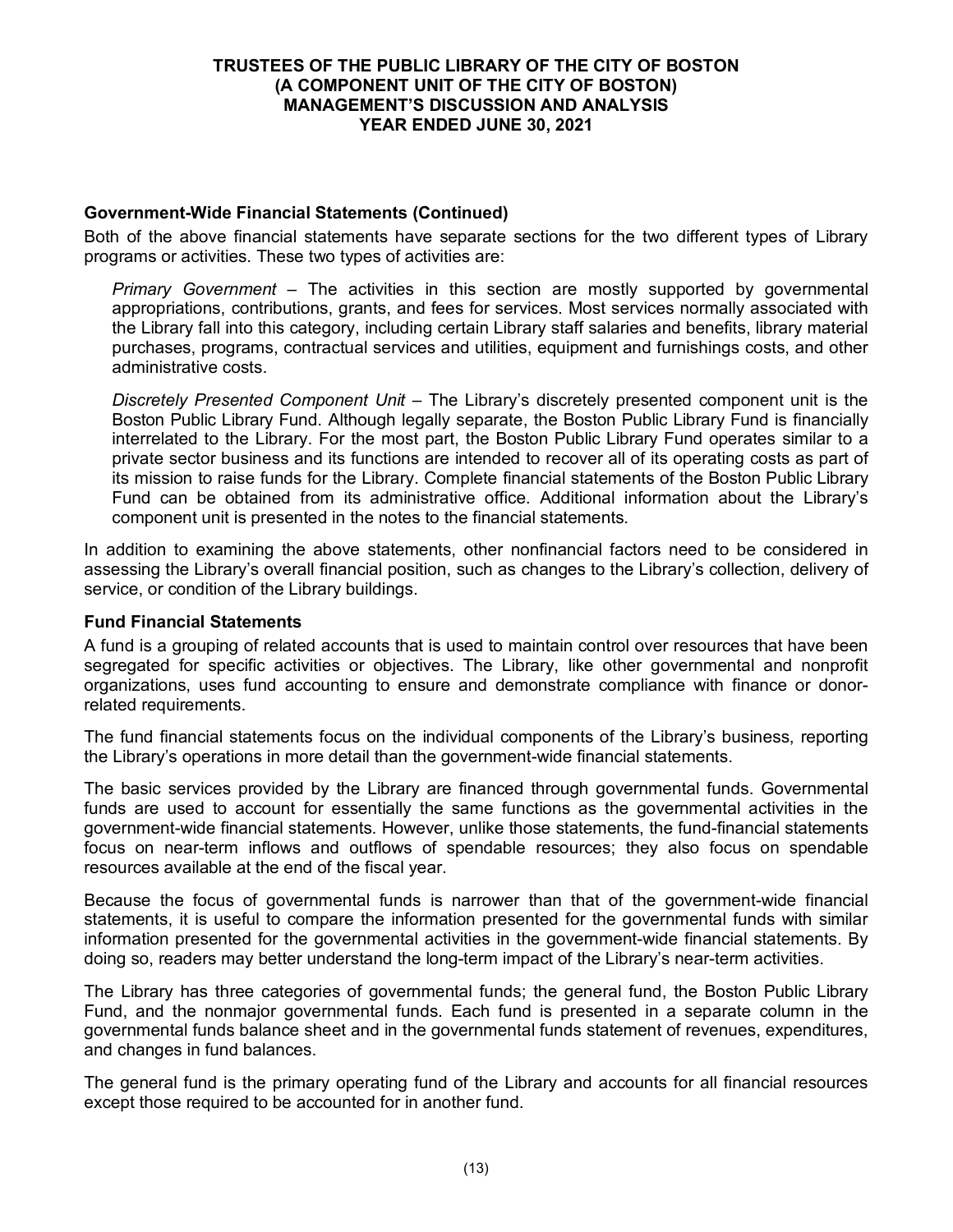### Government-Wide Financial Statements (Continued)

Both of the above financial statements have separate sections for the two different types of Library programs or activities. These two types of activities are:

*Primary Government* – The activities in this section are mostly supported by governmental appropriations, contributions, grants, and fees for services. Most services normally associated with the Library fall into this category, including certain Library staff salaries and benefits, library material purchases, programs, contractual services and utilities, equipment and furnishings costs, and other administrative costs.

*Discretely Presented Component Unit* – The Library's discretely presented component unit is the Boston Public Library Fund. Although legally separate, the Boston Public Library Fund is financially interrelated to the Library. For the most part, the Boston Public Library Fund operates similar to a private sector business and its functions are intended to recover all of its operating costs as part of its mission to raise funds for the Library. Complete financial statements of the Boston Public Library Fund can be obtained from its administrative office. Additional information about the Library's component unit is presented in the notes to the financial statements.

In addition to examining the above statements, other nonfinancial factors need to be considered in assessing the Library's overall financial position, such as changes to the Library's collection, delivery of service, or condition of the Library buildings.

### Fund Financial Statements

A fund is a grouping of related accounts that is used to maintain control over resources that have been segregated for specific activities or objectives. The Library, like other governmental and nonprofit organizations, uses fund accounting to ensure and demonstrate compliance with finance or donor-related requirements.

The fund financial statements focus on the individual components of the Library's business, reporting the Library's operations in more detail than the government-wide financial statements.

The basic services provided by the Library are financed through governmental funds. Governmental funds are used to account for essentially the same functions as the governmental activities in the government-wide financial statements. However, unlike those statements, the fund-financial statements focus on near-term inflows and outflows of spendable resources; they also focus on spendable resources available at the end of the fiscal year.

Because the focus of governmental funds is narrower than that of the government-wide financial statements, it is useful to compare the information presented for the governmental funds with similar information presented for the governmental activities in the government-wide financial statements. By doing so, readers may better understand the long-term impact of the Library's near-term activities.

The Library has three categories of governmental funds; the general fund, the Boston Public Library Fund, and the nonmajor governmental funds. Each fund is presented in a separate column in the governmental funds balance sheet and in the governmental funds statement of revenues, expenditures, and changes in fund balances.

The general fund is the primary operating fund of the Library and accounts for all financial resources except those required to be accounted for in another fund.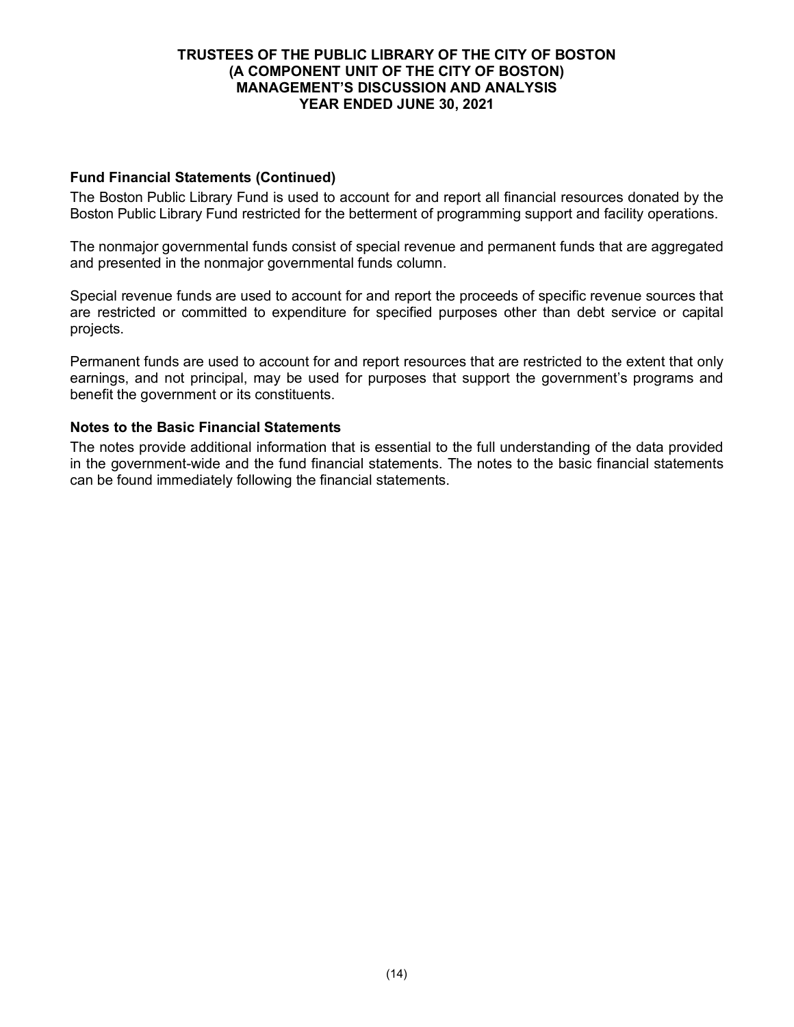### Fund Financial Statements (Continued)

The Boston Public Library Fund is used to account for and report all financial resources donated by the Boston Public Library Fund restricted for the betterment of programming support and facility operations.

The nonmajor governmental funds consist of special revenue and permanent funds that are aggregated and presented in the nonmajor governmental funds column.

Special revenue funds are used to account for and report the proceeds of specific revenue sources that are restricted or committed to expenditure for specified purposes other than debt service or capital projects.

Permanent funds are used to account for and report resources that are restricted to the extent that only earnings, and not principal, may be used for purposes that support the government's programs and benefit the government or its constituents.

### Notes to the Basic Financial Statements

The notes provide additional information that is essential to the full understanding of the data provided in the government-wide and the fund financial statements. The notes to the basic financial statements can be found immediately following the financial statements.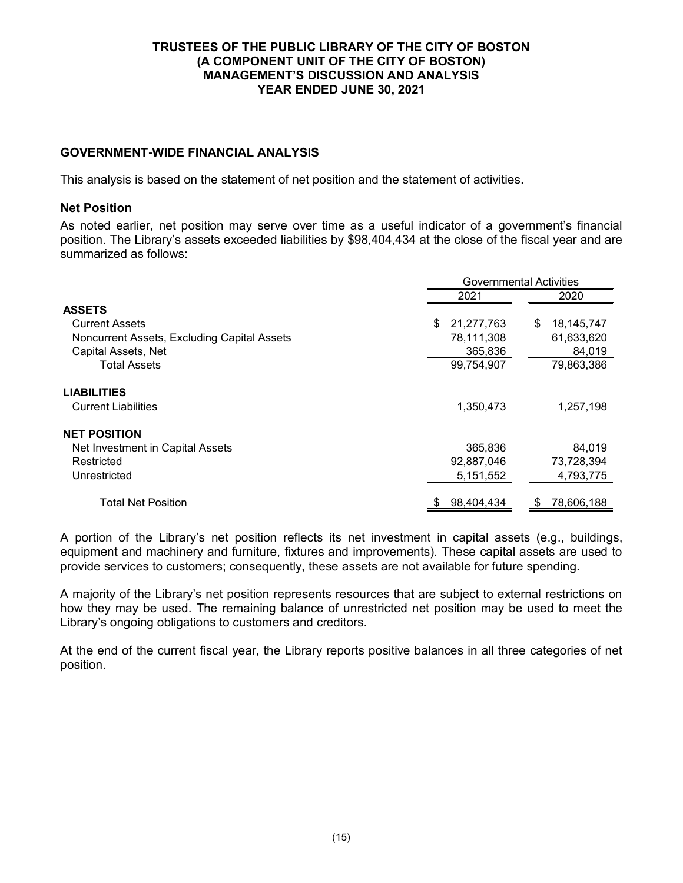# TRUSTEES OF THE PUBLIC LIBRARY OF THE CITY OF BOSTON
# (A COMPONENT UNIT OF THE CITY OF BOSTON)
# MANAGEMENT'S DISCUSSION AND ANALYSIS
# YEAR ENDED JUNE 30, 2021

## GOVERNMENT-WIDE FINANCIAL ANALYSIS

This analysis is based on the statement of net position and the statement of activities.

### Net Position

As noted earlier, net position may serve over time as a useful indicator of a government's financial position. The Library's assets exceeded liabilities by $98,404,434 at the close of the fiscal year and are summarized as follows:

| | Governmental Activities | |
|---|---|---|
| | 2021 | 2020 |
| **ASSETS** | | |
| Current Assets | $ 21,277,763 | $ 18,145,747 |
| Noncurrent Assets, Excluding Capital Assets | 78,111,308 | 61,633,620 |
| Capital Assets, Net | 365,836 | 84,019 |
| Total Assets | 99,754,907 | 79,863,386 |
| **LIABILITIES** | | |
| Current Liabilities | 1,350,473 | 1,257,198 |
| **NET POSITION** | | |
| Net Investment in Capital Assets | 365,836 | 84,019 |
| Restricted | 92,887,046 | 73,728,394 |
| Unrestricted | 5,151,552 | 4,793,775 |
| Total Net Position | $ 98,404,434 | $ 78,606,188 |

A portion of the Library's net position reflects its net investment in capital assets (e.g., buildings, equipment and machinery and furniture, fixtures and improvements). These capital assets are used to provide services to customers; consequently, these assets are not available for future spending.

A majority of the Library's net position represents resources that are subject to external restrictions on how they may be used. The remaining balance of unrestricted net position may be used to meet the Library's ongoing obligations to customers and creditors.

At the end of the current fiscal year, the Library reports positive balances in all three categories of net position.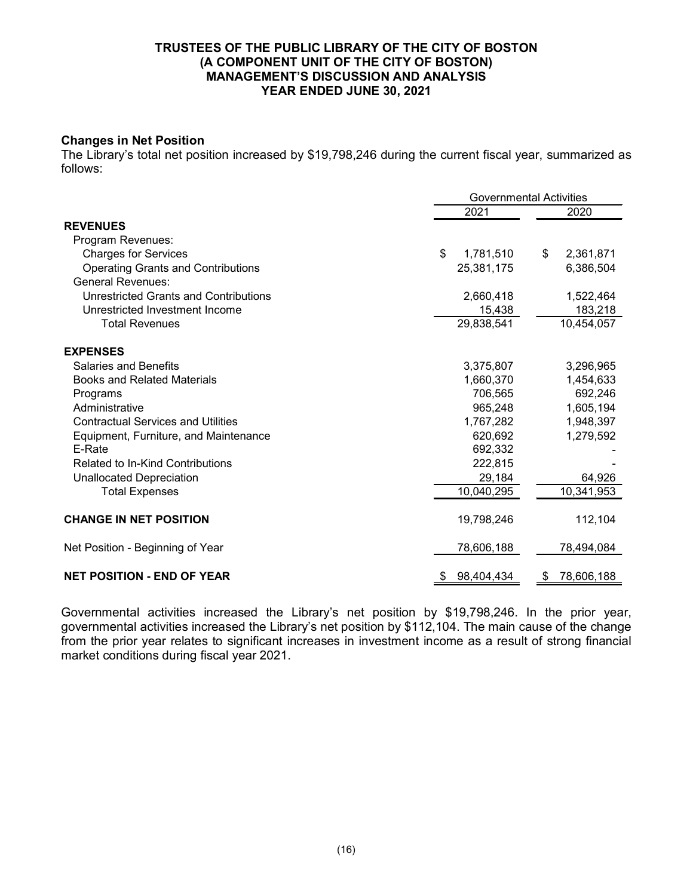## Changes in Net Position

The Library's total net position increased by $19,798,246 during the current fiscal year, summarized as follows:

| | Governmental Activities | |
|---|---|---|
| | 2021 | 2020 |
| **REVENUES** | | |
| Program Revenues: | | |
| Charges for Services | $ 1,781,510 | $ 2,361,871 |
| Operating Grants and Contributions | 25,381,175 | 6,386,504 |
| General Revenues: | | |
| Unrestricted Grants and Contributions | 2,660,418 | 1,522,464 |
| Unrestricted Investment Income | 15,438 | 183,218 |
| Total Revenues | 29,838,541 | 10,454,057 |
| **EXPENSES** | | |
| Salaries and Benefits | 3,375,807 | 3,296,965 |
| Books and Related Materials | 1,660,370 | 1,454,633 |
| Programs | 706,565 | 692,246 |
| Administrative | 965,248 | 1,605,194 |
| Contractual Services and Utilities | 1,767,282 | 1,948,397 |
| Equipment, Furniture, and Maintenance | 620,692 | 1,279,592 |
| E-Rate | 692,332 | - |
| Related to In-Kind Contributions | 222,815 | - |
| Unallocated Depreciation | 29,184 | 64,926 |
| Total Expenses | 10,040,295 | 10,341,953 |
| **CHANGE IN NET POSITION** | 19,798,246 | 112,104 |
| Net Position - Beginning of Year | 78,606,188 | 78,494,084 |
| **NET POSITION - END OF YEAR** | $ 98,404,434 | $ 78,606,188 |

Governmental activities increased the Library's net position by $19,798,246. In the prior year, governmental activities increased the Library's net position by $112,104. The main cause of the change from the prior year relates to significant increases in investment income as a result of strong financial market conditions during fiscal year 2021.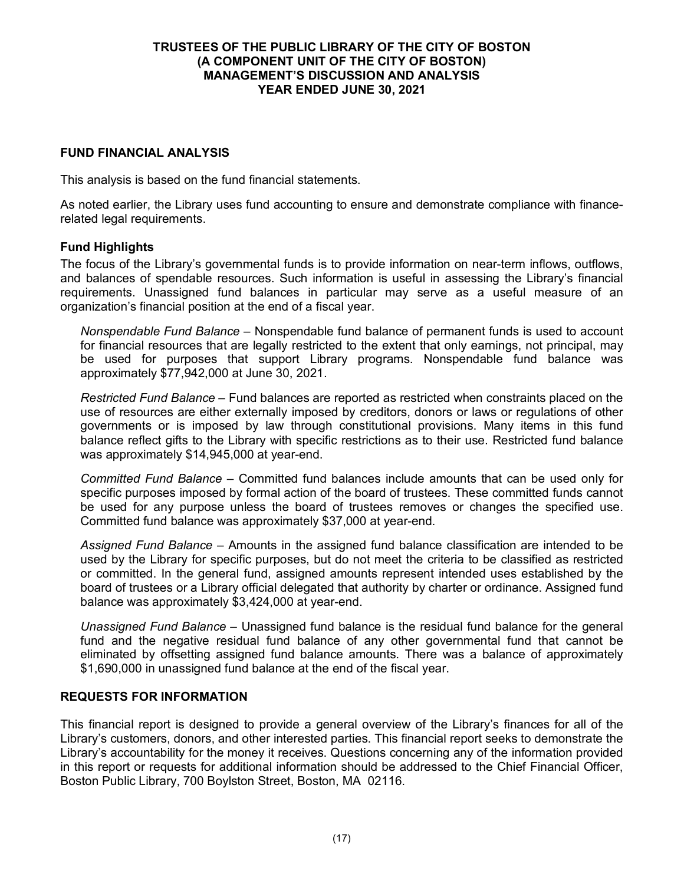## FUND FINANCIAL ANALYSIS

This analysis is based on the fund financial statements.

As noted earlier, the Library uses fund accounting to ensure and demonstrate compliance with finance-related legal requirements.

### Fund Highlights

The focus of the Library's governmental funds is to provide information on near-term inflows, outflows, and balances of spendable resources. Such information is useful in assessing the Library's financial requirements. Unassigned fund balances in particular may serve as a useful measure of an organization's financial position at the end of a fiscal year.

*Nonspendable Fund Balance* – Nonspendable fund balance of permanent funds is used to account for financial resources that are legally restricted to the extent that only earnings, not principal, may be used for purposes that support Library programs. Nonspendable fund balance was approximately $77,942,000 at June 30, 2021.

*Restricted Fund Balance* – Fund balances are reported as restricted when constraints placed on the use of resources are either externally imposed by creditors, donors or laws or regulations of other governments or is imposed by law through constitutional provisions. Many items in this fund balance reflect gifts to the Library with specific restrictions as to their use. Restricted fund balance was approximately $14,945,000 at year-end.

*Committed Fund Balance* – Committed fund balances include amounts that can be used only for specific purposes imposed by formal action of the board of trustees. These committed funds cannot be used for any purpose unless the board of trustees removes or changes the specified use. Committed fund balance was approximately $37,000 at year-end.

*Assigned Fund Balance* – Amounts in the assigned fund balance classification are intended to be used by the Library for specific purposes, but do not meet the criteria to be classified as restricted or committed. In the general fund, assigned amounts represent intended uses established by the board of trustees or a Library official delegated that authority by charter or ordinance. Assigned fund balance was approximately $3,424,000 at year-end.

*Unassigned Fund Balance* – Unassigned fund balance is the residual fund balance for the general fund and the negative residual fund balance of any other governmental fund that cannot be eliminated by offsetting assigned fund balance amounts. There was a balance of approximately $1,690,000 in unassigned fund balance at the end of the fiscal year.

## REQUESTS FOR INFORMATION

This financial report is designed to provide a general overview of the Library's finances for all of the Library's customers, donors, and other interested parties. This financial report seeks to demonstrate the Library's accountability for the money it receives. Questions concerning any of the information provided in this report or requests for additional information should be addressed to the Chief Financial Officer, Boston Public Library, 700 Boylston Street, Boston, MA 02116.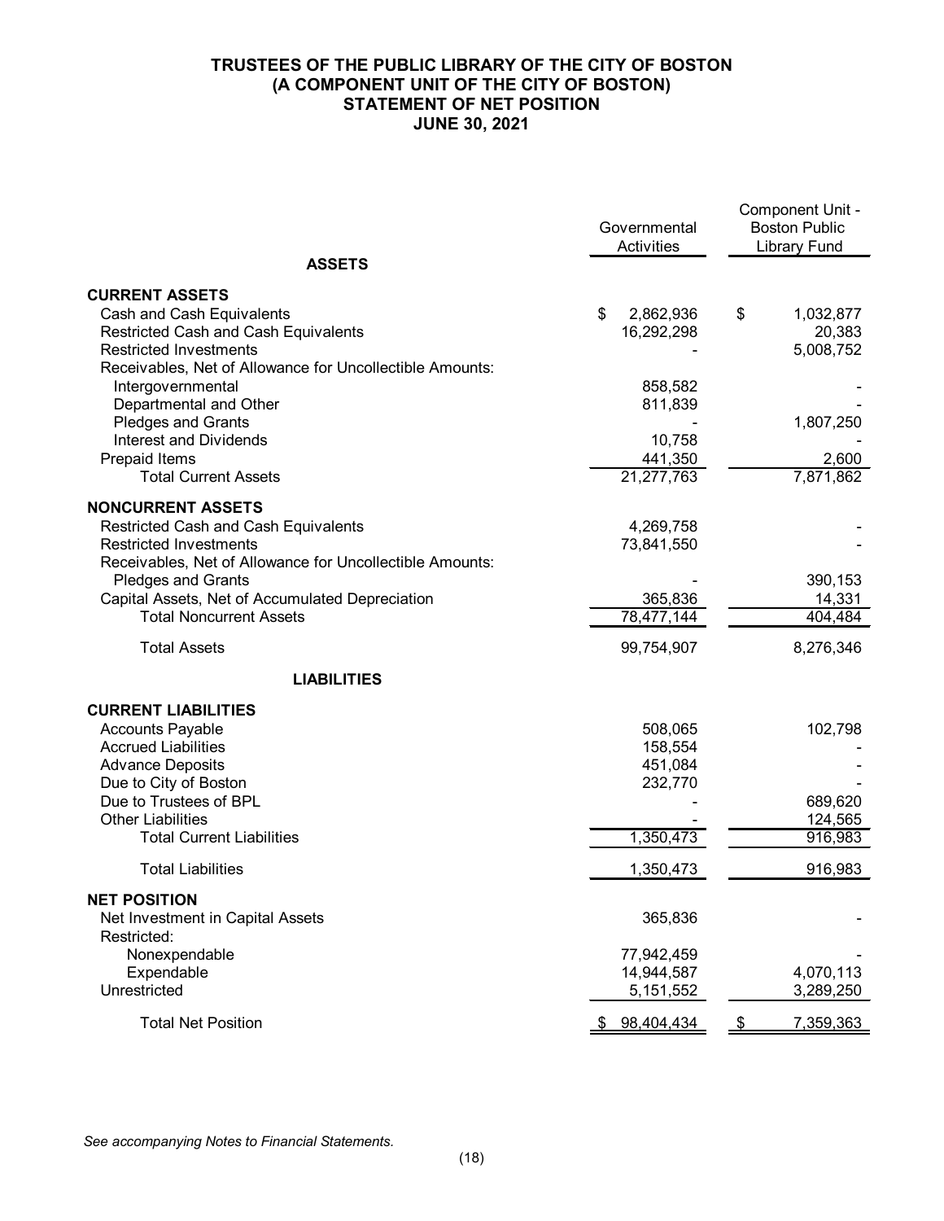# TRUSTEES OF THE PUBLIC LIBRARY OF THE CITY OF BOSTON
## (A COMPONENT UNIT OF THE CITY OF BOSTON)
## STATEMENT OF NET POSITION
## JUNE 30, 2021

| | Governmental Activities | Component Unit - Boston Public Library Fund |
|---|---|---|
| **ASSETS** | | |
| **CURRENT ASSETS** | | |
| Cash and Cash Equivalents | $ 2,862,936 | $ 1,032,877 |
| Restricted Cash and Cash Equivalents | 16,292,298 | 20,383 |
| Restricted Investments | - | 5,008,752 |
| Receivables, Net of Allowance for Uncollectible Amounts: | | |
| Intergovernmental | 858,582 | - |
| Departmental and Other | 811,839 | - |
| Pledges and Grants | - | 1,807,250 |
| Interest and Dividends | 10,758 | - |
| Prepaid Items | 441,350 | 2,600 |
| Total Current Assets | 21,277,763 | 7,871,862 |
| **NONCURRENT ASSETS** | | |
| Restricted Cash and Cash Equivalents | 4,269,758 | - |
| Restricted Investments | 73,841,550 | - |
| Receivables, Net of Allowance for Uncollectible Amounts: | | |
| Pledges and Grants | - | 390,153 |
| Capital Assets, Net of Accumulated Depreciation | 365,836 | 14,331 |
| Total Noncurrent Assets | 78,477,144 | 404,484 |
| Total Assets | 99,754,907 | 8,276,346 |
| **LIABILITIES** | | |
| **CURRENT LIABILITIES** | | |
| Accounts Payable | 508,065 | 102,798 |
| Accrued Liabilities | 158,554 | - |
| Advance Deposits | 451,084 | - |
| Due to City of Boston | 232,770 | - |
| Due to Trustees of BPL | - | 689,620 |
| Other Liabilities | - | 124,565 |
| Total Current Liabilities | 1,350,473 | 916,983 |
| Total Liabilities | 1,350,473 | 916,983 |
| **NET POSITION** | | |
| Net Investment in Capital Assets | 365,836 | - |
| Restricted: | | |
| Nonexpendable | 77,942,459 | - |
| Expendable | 14,944,587 | 4,070,113 |
| Unrestricted | 5,151,552 | 3,289,250 |
| Total Net Position | $ 98,404,434 | $ 7,359,363 |

*See accompanying Notes to Financial Statements.*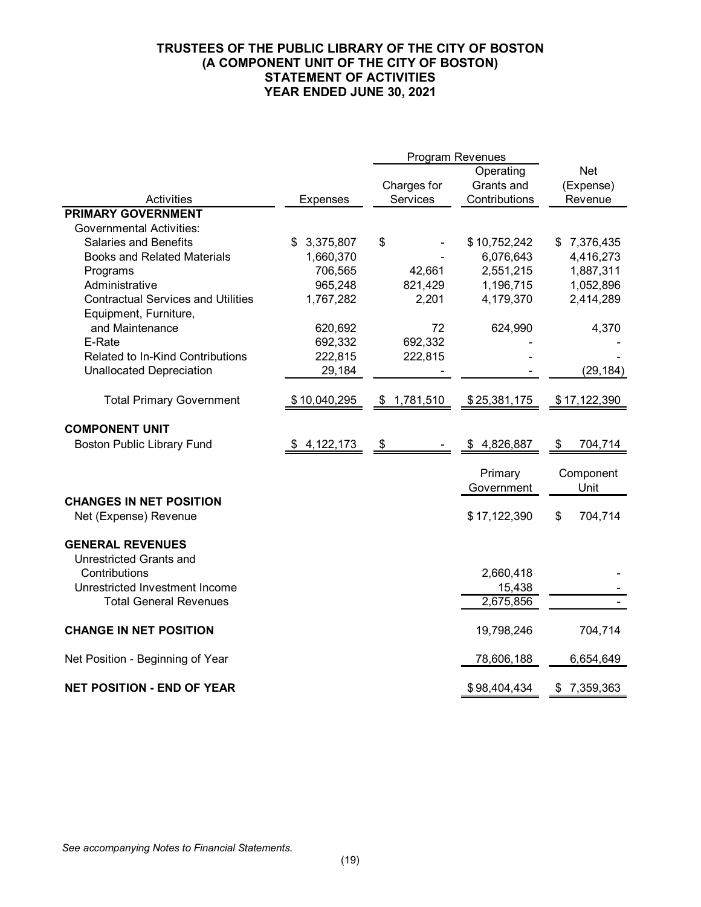# TRUSTEES OF THE PUBLIC LIBRARY OF THE CITY OF BOSTON
## (A COMPONENT UNIT OF THE CITY OF BOSTON)
## STATEMENT OF ACTIVITIES
## YEAR ENDED JUNE 30, 2021

| | | Program Revenues | | |
|---|---|---|---|---|
| Activities | Expenses | Charges for Services | Operating Grants and Contributions | Net (Expense) Revenue |
| **PRIMARY GOVERNMENT** | | | | |
| Governmental Activities: | | | | |
| Salaries and Benefits | $ 3,375,807 | $ - | $ 10,752,242 | $ 7,376,435 |
| Books and Related Materials | 1,660,370 | - | 6,076,643 | 4,416,273 |
| Programs | 706,565 | 42,661 | 2,551,215 | 1,887,311 |
| Administrative | 965,248 | 821,429 | 1,196,715 | 1,052,896 |
| Contractual Services and Utilities | 1,767,282 | 2,201 | 4,179,370 | 2,414,289 |
| Equipment, Furniture, and Maintenance | 620,692 | 72 | 624,990 | 4,370 |
| E-Rate | 692,332 | 692,332 | - | - |
| Related to In-Kind Contributions | 222,815 | 222,815 | - | - |
| Unallocated Depreciation | 29,184 | - | - | (29,184) |
| Total Primary Government | $ 10,040,295 | $ 1,781,510 | $ 25,381,175 | $ 17,122,390 |
| **COMPONENT UNIT** | | | | |
| Boston Public Library Fund | $ 4,122,173 | $ - | $ 4,826,887 | $ 704,714 |

| | Primary Government | Component Unit |
|---|---|---|
| **CHANGES IN NET POSITION** | | |
| Net (Expense) Revenue | $ 17,122,390 | $ 704,714 |
| **GENERAL REVENUES** | | |
| Unrestricted Grants and Contributions | 2,660,418 | - |
| Unrestricted Investment Income | 15,438 | - |
| Total General Revenues | 2,675,856 | - |
| **CHANGE IN NET POSITION** | 19,798,246 | 704,714 |
| Net Position - Beginning of Year | 78,606,188 | 6,654,649 |
| **NET POSITION - END OF YEAR** | $ 98,404,434 | $ 7,359,363 |

*See accompanying Notes to Financial Statements.*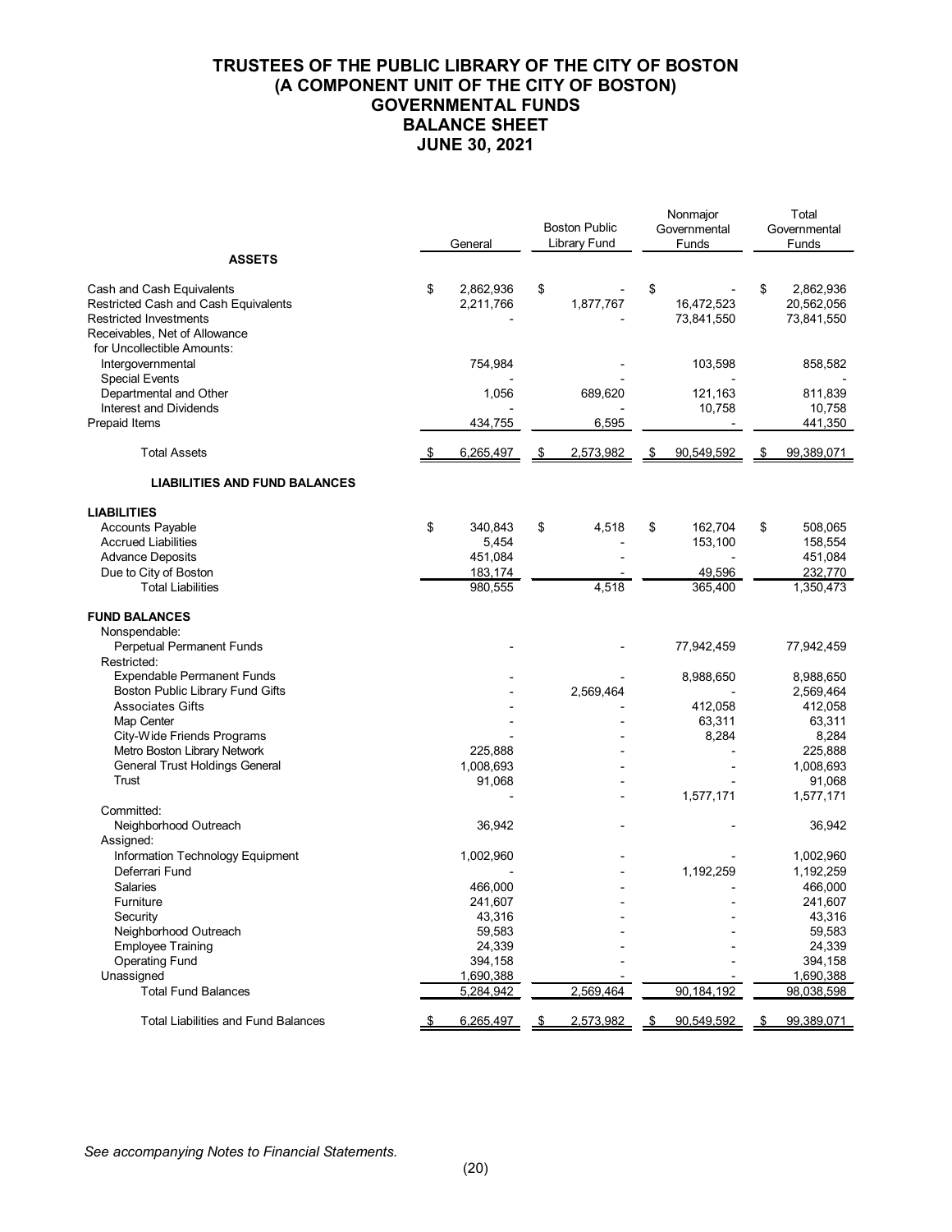# TRUSTEES OF THE PUBLIC LIBRARY OF THE CITY OF BOSTON
## (A COMPONENT UNIT OF THE CITY OF BOSTON)
## GOVERNMENTAL FUNDS
## BALANCE SHEET
## JUNE 30, 2021

| | General | Boston Public Library Fund | Nonmajor Governmental Funds | Total Governmental Funds |
|---|---|---|---|---|
| **ASSETS** | | | | |
| Cash and Cash Equivalents | $ 2,862,936 | $ - | $ - | $ 2,862,936 |
| Restricted Cash and Cash Equivalents | 2,211,766 | 1,877,767 | 16,472,523 | 20,562,056 |
| Restricted Investments | - | - | 73,841,550 | 73,841,550 |
| Receivables, Net of Allowance for Uncollectible Amounts: | | | | |
| Intergovernmental | 754,984 | - | 103,598 | 858,582 |
| Special Events | - | - | - | - |
| Departmental and Other | 1,056 | 689,620 | 121,163 | 811,839 |
| Interest and Dividends | - | - | 10,758 | 10,758 |
| Prepaid Items | 434,755 | 6,595 | - | 441,350 |
| Total Assets | $ 6,265,497 | $ 2,573,982 | $ 90,549,592 | $ 99,389,071 |
| **LIABILITIES AND FUND BALANCES** | | | | |
| **LIABILITIES** | | | | |
| Accounts Payable | $ 340,843 | $ 4,518 | $ 162,704 | $ 508,065 |
| Accrued Liabilities | 5,454 | - | 153,100 | 158,554 |
| Advance Deposits | 451,084 | - | - | 451,084 |
| Due to City of Boston | 183,174 | - | 49,596 | 232,770 |
| Total Liabilities | 980,555 | 4,518 | 365,400 | 1,350,473 |
| **FUND BALANCES** | | | | |
| Nonspendable: | | | | |
| Perpetual Permanent Funds | - | - | 77,942,459 | 77,942,459 |
| Restricted: | | | | |
| Expendable Permanent Funds | - | - | 8,988,650 | 8,988,650 |
| Boston Public Library Fund Gifts | - | 2,569,464 | - | 2,569,464 |
| Associates Gifts | - | - | 412,058 | 412,058 |
| Map Center | - | - | 63,311 | 63,311 |
| City-Wide Friends Programs | - | - | 8,284 | 8,284 |
| Metro Boston Library Network | 225,888 | - | - | 225,888 |
| General Trust Holdings General | 1,008,693 | - | - | 1,008,693 |
| Trust | 91,068 | - | - | 91,068 |
| | - | - | 1,577,171 | 1,577,171 |
| Committed: | | | | |
| Neighborhood Outreach | 36,942 | - | - | 36,942 |
| Assigned: | | | | |
| Information Technology Equipment | 1,002,960 | - | - | 1,002,960 |
| Deferrari Fund | - | - | 1,192,259 | 1,192,259 |
| Salaries | 466,000 | - | - | 466,000 |
| Furniture | 241,607 | - | - | 241,607 |
| Security | 43,316 | - | - | 43,316 |
| Neighborhood Outreach | 59,583 | - | - | 59,583 |
| Employee Training | 24,339 | - | - | 24,339 |
| Operating Fund | 394,158 | - | - | 394,158 |
| Unassigned | 1,690,388 | - | - | 1,690,388 |
| Total Fund Balances | 5,284,942 | 2,569,464 | 90,184,192 | 98,038,598 |
| Total Liabilities and Fund Balances | $ 6,265,497 | $ 2,573,982 | $ 90,549,592 | $ 99,389,071 |

*See accompanying Notes to Financial Statements.*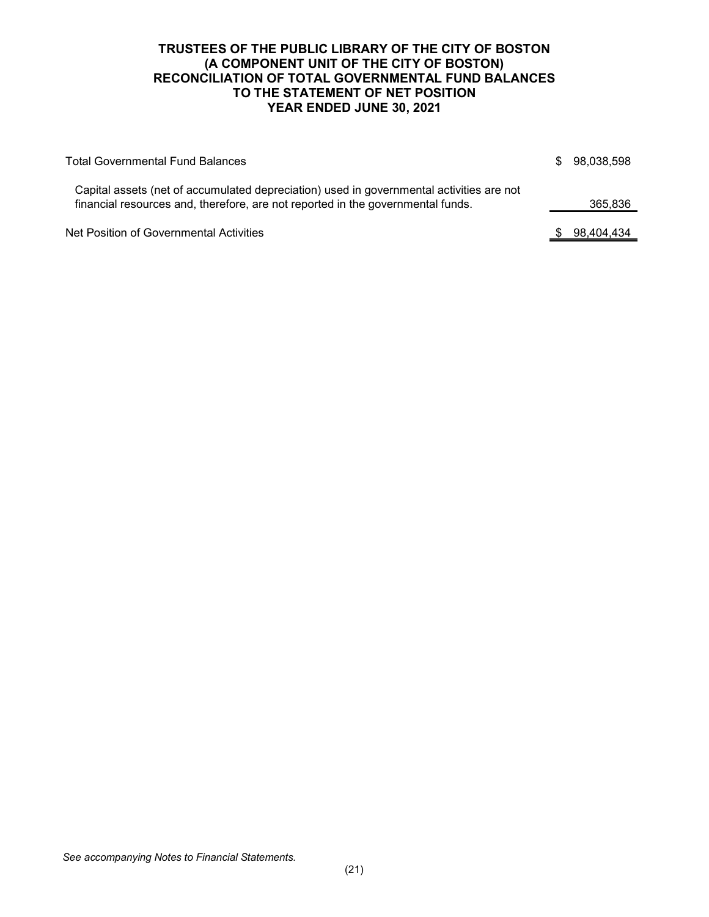# TRUSTEES OF THE PUBLIC LIBRARY OF THE CITY OF BOSTON
## (A COMPONENT UNIT OF THE CITY OF BOSTON)
## RECONCILIATION OF TOTAL GOVERNMENTAL FUND BALANCES TO THE STATEMENT OF NET POSITION
## YEAR ENDED JUNE 30, 2021

| | |
|---|---|
| Total Governmental Fund Balances | $ 98,038,598 |
| Capital assets (net of accumulated depreciation) used in governmental activities are not financial resources and, therefore, are not reported in the governmental funds. | 365,836 |
| Net Position of Governmental Activities | $ 98,404,434 |

*See accompanying Notes to Financial Statements.*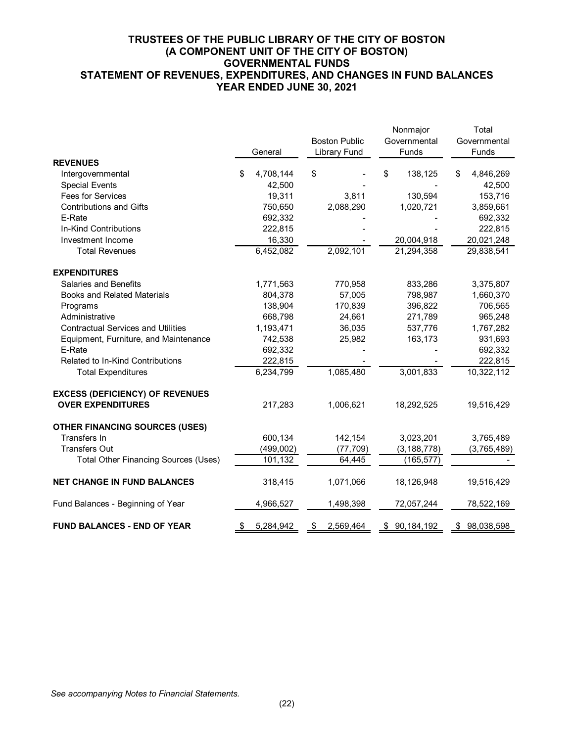# TRUSTEES OF THE PUBLIC LIBRARY OF THE CITY OF BOSTON
## (A COMPONENT UNIT OF THE CITY OF BOSTON)
## GOVERNMENTAL FUNDS
## STATEMENT OF REVENUES, EXPENDITURES, AND CHANGES IN FUND BALANCES
## YEAR ENDED JUNE 30, 2021

| | General | Boston Public Library Fund | Nonmajor Governmental Funds | Total Governmental Funds |
|---|---|---|---|---|
| **REVENUES** | | | | |
| Intergovernmental | $ 4,708,144 | $ - | $ 138,125 | $ 4,846,269 |
| Special Events | 42,500 | - | - | 42,500 |
| Fees for Services | 19,311 | 3,811 | 130,594 | 153,716 |
| Contributions and Gifts | 750,650 | 2,088,290 | 1,020,721 | 3,859,661 |
| E-Rate | 692,332 | - | - | 692,332 |
| In-Kind Contributions | 222,815 | - | - | 222,815 |
| Investment Income | 16,330 | - | 20,004,918 | 20,021,248 |
| Total Revenues | 6,452,082 | 2,092,101 | 21,294,358 | 29,838,541 |
| **EXPENDITURES** | | | | |
| Salaries and Benefits | 1,771,563 | 770,958 | 833,286 | 3,375,807 |
| Books and Related Materials | 804,378 | 57,005 | 798,987 | 1,660,370 |
| Programs | 138,904 | 170,839 | 396,822 | 706,565 |
| Administrative | 668,798 | 24,661 | 271,789 | 965,248 |
| Contractual Services and Utilities | 1,193,471 | 36,035 | 537,776 | 1,767,282 |
| Equipment, Furniture, and Maintenance | 742,538 | 25,982 | 163,173 | 931,693 |
| E-Rate | 692,332 | - | - | 692,332 |
| Related to In-Kind Contributions | 222,815 | - | - | 222,815 |
| Total Expenditures | 6,234,799 | 1,085,480 | 3,001,833 | 10,322,112 |
| **EXCESS (DEFICIENCY) OF REVENUES OVER EXPENDITURES** | 217,283 | 1,006,621 | 18,292,525 | 19,516,429 |
| **OTHER FINANCING SOURCES (USES)** | | | | |
| Transfers In | 600,134 | 142,154 | 3,023,201 | 3,765,489 |
| Transfers Out | (499,002) | (77,709) | (3,188,778) | (3,765,489) |
| Total Other Financing Sources (Uses) | 101,132 | 64,445 | (165,577) | - |
| **NET CHANGE IN FUND BALANCES** | 318,415 | 1,071,066 | 18,126,948 | 19,516,429 |
| Fund Balances - Beginning of Year | 4,966,527 | 1,498,398 | 72,057,244 | 78,522,169 |
| **FUND BALANCES - END OF YEAR** | $ 5,284,942 | $ 2,569,464 | $ 90,184,192 | $ 98,038,598 |

*See accompanying Notes to Financial Statements.*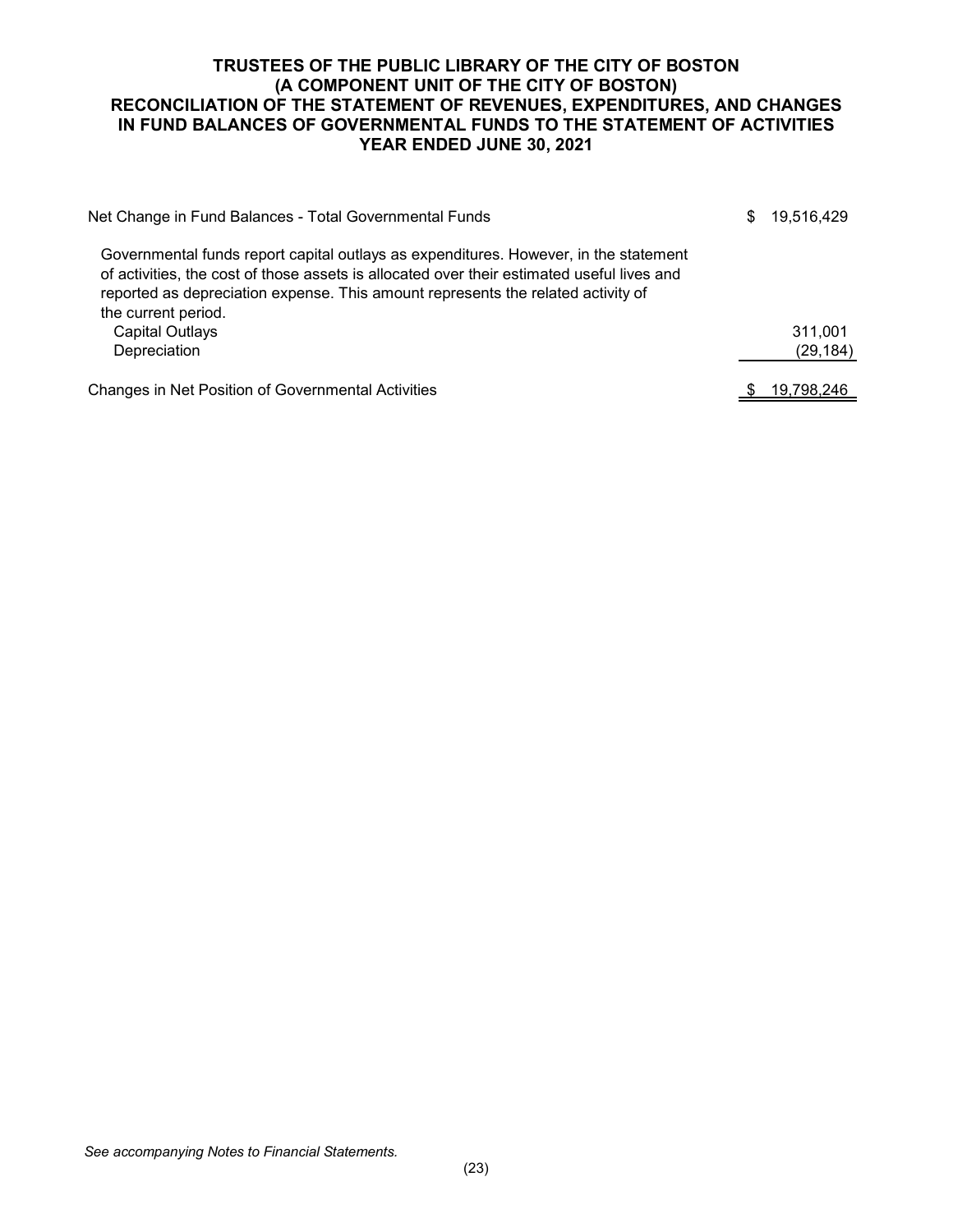**TRUSTEES OF THE PUBLIC LIBRARY OF THE CITY OF BOSTON**
**(A COMPONENT UNIT OF THE CITY OF BOSTON)**
**RECONCILIATION OF THE STATEMENT OF REVENUES, EXPENDITURES, AND CHANGES IN FUND BALANCES OF GOVERNMENTAL FUNDS TO THE STATEMENT OF ACTIVITIES**
**YEAR ENDED JUNE 30, 2021**

| | |
|---|---|
| Net Change in Fund Balances - Total Governmental Funds | $ 19,516,429 |
| Governmental funds report capital outlays as expenditures. However, in the statement of activities, the cost of those assets is allocated over their estimated useful lives and reported as depreciation expense. This amount represents the related activity of the current period. | |
| Capital Outlays | 311,001 |
| Depreciation | (29,184) |
| Changes in Net Position of Governmental Activities | $ 19,798,246 |

*See accompanying Notes to Financial Statements.*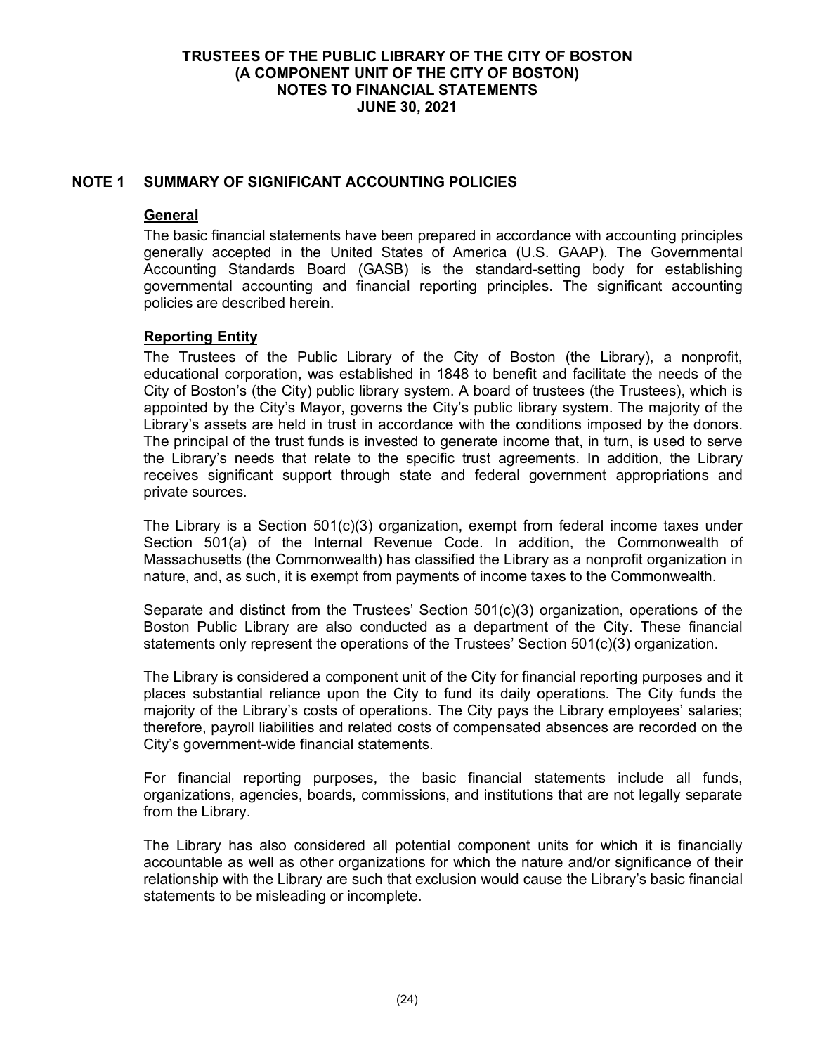**TRUSTEES OF THE PUBLIC LIBRARY OF THE CITY OF BOSTON**
**(A COMPONENT UNIT OF THE CITY OF BOSTON)**
**NOTES TO FINANCIAL STATEMENTS**
**JUNE 30, 2021**

## NOTE 1 SUMMARY OF SIGNIFICANT ACCOUNTING POLICIES

### General

The basic financial statements have been prepared in accordance with accounting principles generally accepted in the United States of America (U.S. GAAP). The Governmental Accounting Standards Board (GASB) is the standard-setting body for establishing governmental accounting and financial reporting principles. The significant accounting policies are described herein.

### Reporting Entity

The Trustees of the Public Library of the City of Boston (the Library), a nonprofit, educational corporation, was established in 1848 to benefit and facilitate the needs of the City of Boston's (the City) public library system. A board of trustees (the Trustees), which is appointed by the City's Mayor, governs the City's public library system. The majority of the Library's assets are held in trust in accordance with the conditions imposed by the donors. The principal of the trust funds is invested to generate income that, in turn, is used to serve the Library's needs that relate to the specific trust agreements. In addition, the Library receives significant support through state and federal government appropriations and private sources.

The Library is a Section 501(c)(3) organization, exempt from federal income taxes under Section 501(a) of the Internal Revenue Code. In addition, the Commonwealth of Massachusetts (the Commonwealth) has classified the Library as a nonprofit organization in nature, and, as such, it is exempt from payments of income taxes to the Commonwealth.

Separate and distinct from the Trustees' Section 501(c)(3) organization, operations of the Boston Public Library are also conducted as a department of the City. These financial statements only represent the operations of the Trustees' Section 501(c)(3) organization.

The Library is considered a component unit of the City for financial reporting purposes and it places substantial reliance upon the City to fund its daily operations. The City funds the majority of the Library's costs of operations. The City pays the Library employees' salaries; therefore, payroll liabilities and related costs of compensated absences are recorded on the City's government-wide financial statements.

For financial reporting purposes, the basic financial statements include all funds, organizations, agencies, boards, commissions, and institutions that are not legally separate from the Library.

The Library has also considered all potential component units for which it is financially accountable as well as other organizations for which the nature and/or significance of their relationship with the Library are such that exclusion would cause the Library's basic financial statements to be misleading or incomplete.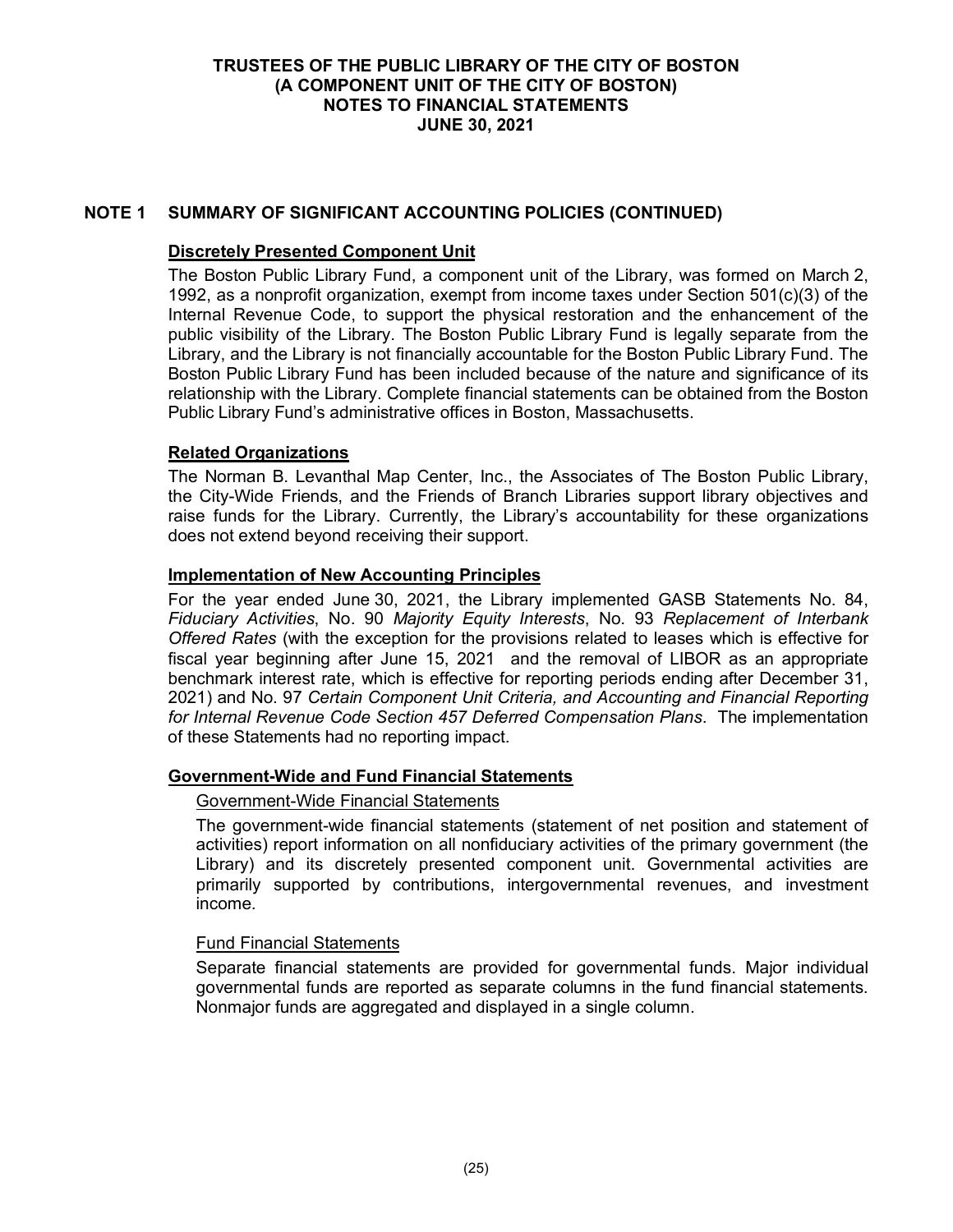## NOTE 1 SUMMARY OF SIGNIFICANT ACCOUNTING POLICIES (CONTINUED)

### Discretely Presented Component Unit

The Boston Public Library Fund, a component unit of the Library, was formed on March 2, 1992, as a nonprofit organization, exempt from income taxes under Section 501(c)(3) of the Internal Revenue Code, to support the physical restoration and the enhancement of the public visibility of the Library. The Boston Public Library Fund is legally separate from the Library, and the Library is not financially accountable for the Boston Public Library Fund. The Boston Public Library Fund has been included because of the nature and significance of its relationship with the Library. Complete financial statements can be obtained from the Boston Public Library Fund's administrative offices in Boston, Massachusetts.

### Related Organizations

The Norman B. Levanthal Map Center, Inc., the Associates of The Boston Public Library, the City-Wide Friends, and the Friends of Branch Libraries support library objectives and raise funds for the Library. Currently, the Library's accountability for these organizations does not extend beyond receiving their support.

### Implementation of New Accounting Principles

For the year ended June 30, 2021, the Library implemented GASB Statements No. 84, *Fiduciary Activities*, No. 90 *Majority Equity Interests*, No. 93 *Replacement of Interbank Offered Rates* (with the exception for the provisions related to leases which is effective for fiscal year beginning after June 15, 2021 and the removal of LIBOR as an appropriate benchmark interest rate, which is effective for reporting periods ending after December 31, 2021) and No. 97 *Certain Component Unit Criteria, and Accounting and Financial Reporting for Internal Revenue Code Section 457 Deferred Compensation Plans*. The implementation of these Statements had no reporting impact.

### Government-Wide and Fund Financial Statements

#### Government-Wide Financial Statements

The government-wide financial statements (statement of net position and statement of activities) report information on all nonfiduciary activities of the primary government (the Library) and its discretely presented component unit. Governmental activities are primarily supported by contributions, intergovernmental revenues, and investment income.

#### Fund Financial Statements

Separate financial statements are provided for governmental funds. Major individual governmental funds are reported as separate columns in the fund financial statements. Nonmajor funds are aggregated and displayed in a single column.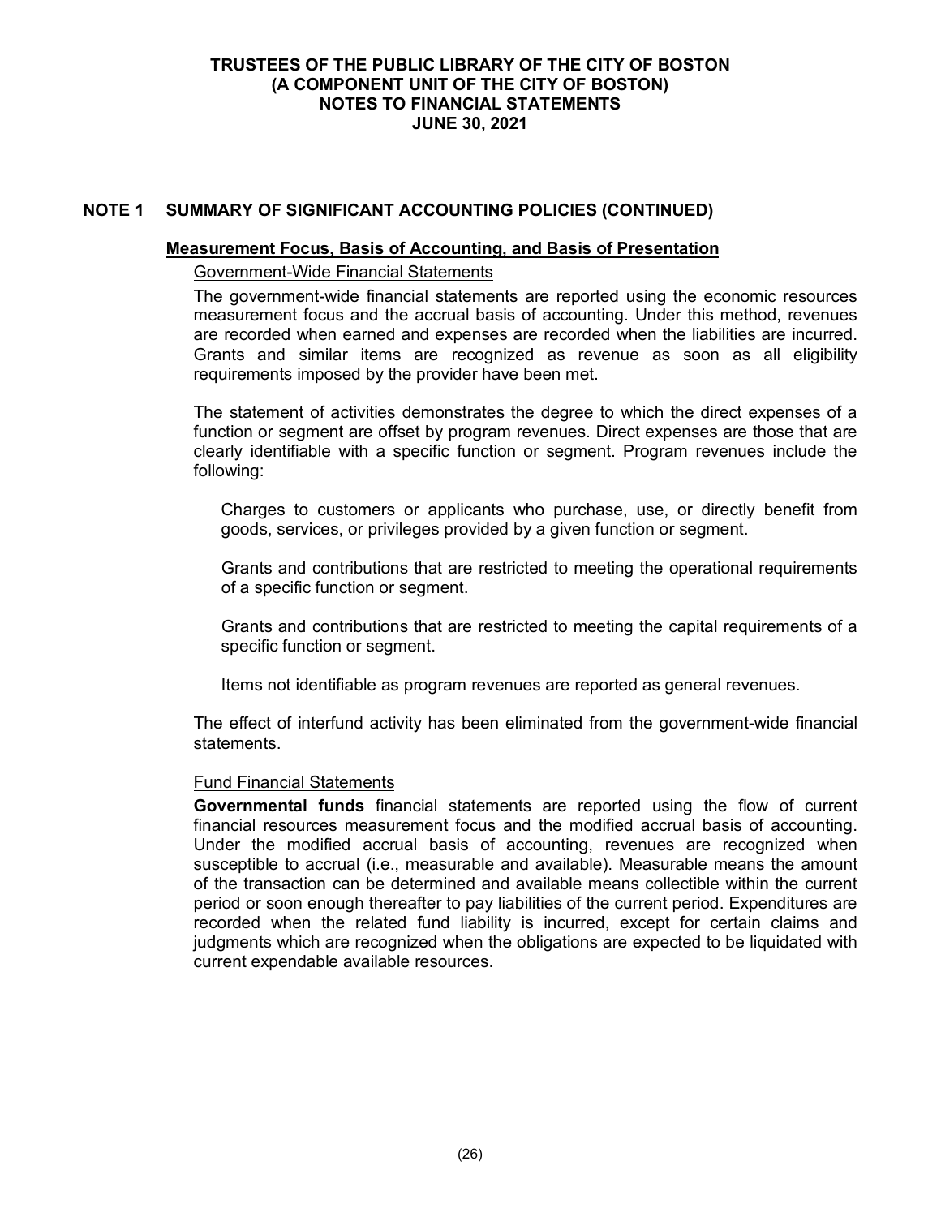## NOTE 1 SUMMARY OF SIGNIFICANT ACCOUNTING POLICIES (CONTINUED)

### Measurement Focus, Basis of Accounting, and Basis of Presentation

Government-Wide Financial Statements

The government-wide financial statements are reported using the economic resources measurement focus and the accrual basis of accounting. Under this method, revenues are recorded when earned and expenses are recorded when the liabilities are incurred. Grants and similar items are recognized as revenue as soon as all eligibility requirements imposed by the provider have been met.

The statement of activities demonstrates the degree to which the direct expenses of a function or segment are offset by program revenues. Direct expenses are those that are clearly identifiable with a specific function or segment. Program revenues include the following:

Charges to customers or applicants who purchase, use, or directly benefit from goods, services, or privileges provided by a given function or segment.

Grants and contributions that are restricted to meeting the operational requirements of a specific function or segment.

Grants and contributions that are restricted to meeting the capital requirements of a specific function or segment.

Items not identifiable as program revenues are reported as general revenues.

The effect of interfund activity has been eliminated from the government-wide financial statements.

Fund Financial Statements

**Governmental funds** financial statements are reported using the flow of current financial resources measurement focus and the modified accrual basis of accounting. Under the modified accrual basis of accounting, revenues are recognized when susceptible to accrual (i.e., measurable and available). Measurable means the amount of the transaction can be determined and available means collectible within the current period or soon enough thereafter to pay liabilities of the current period. Expenditures are recorded when the related fund liability is incurred, except for certain claims and judgments which are recognized when the obligations are expected to be liquidated with current expendable available resources.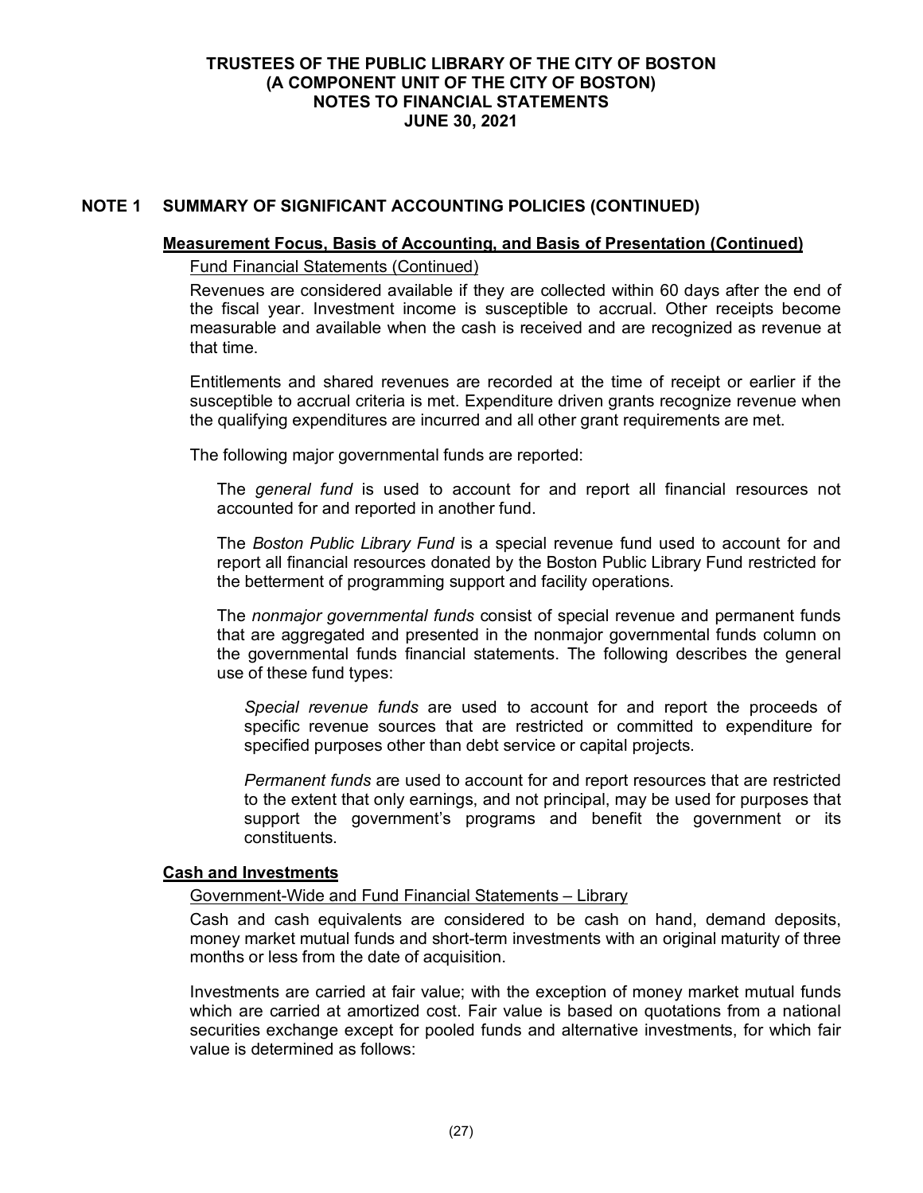## NOTE 1 SUMMARY OF SIGNIFICANT ACCOUNTING POLICIES (CONTINUED)

### Measurement Focus, Basis of Accounting, and Basis of Presentation (Continued)

Fund Financial Statements (Continued)

Revenues are considered available if they are collected within 60 days after the end of the fiscal year. Investment income is susceptible to accrual. Other receipts become measurable and available when the cash is received and are recognized as revenue at that time.

Entitlements and shared revenues are recorded at the time of receipt or earlier if the susceptible to accrual criteria is met. Expenditure driven grants recognize revenue when the qualifying expenditures are incurred and all other grant requirements are met.

The following major governmental funds are reported:

The *general fund* is used to account for and report all financial resources not accounted for and reported in another fund.

The *Boston Public Library Fund* is a special revenue fund used to account for and report all financial resources donated by the Boston Public Library Fund restricted for the betterment of programming support and facility operations.

The *nonmajor governmental funds* consist of special revenue and permanent funds that are aggregated and presented in the nonmajor governmental funds column on the governmental funds financial statements. The following describes the general use of these fund types:

*Special revenue funds* are used to account for and report the proceeds of specific revenue sources that are restricted or committed to expenditure for specified purposes other than debt service or capital projects.

*Permanent funds* are used to account for and report resources that are restricted to the extent that only earnings, and not principal, may be used for purposes that support the government's programs and benefit the government or its constituents.

### Cash and Investments

Government-Wide and Fund Financial Statements – Library

Cash and cash equivalents are considered to be cash on hand, demand deposits, money market mutual funds and short-term investments with an original maturity of three months or less from the date of acquisition.

Investments are carried at fair value; with the exception of money market mutual funds which are carried at amortized cost. Fair value is based on quotations from a national securities exchange except for pooled funds and alternative investments, for which fair value is determined as follows: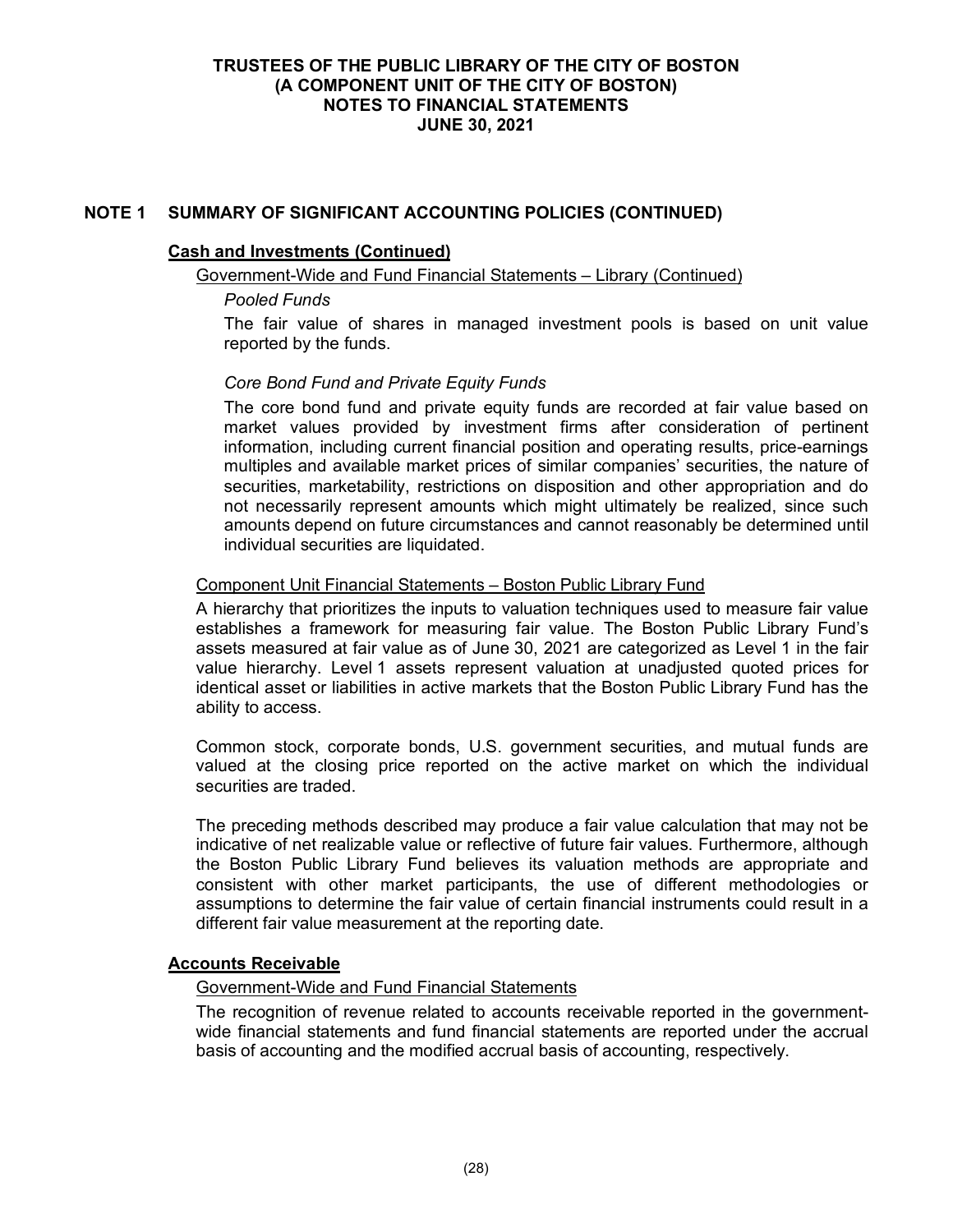## NOTE 1 SUMMARY OF SIGNIFICANT ACCOUNTING POLICIES (CONTINUED)

### Cash and Investments (Continued)

Government-Wide and Fund Financial Statements – Library (Continued)

*Pooled Funds*

The fair value of shares in managed investment pools is based on unit value reported by the funds.

*Core Bond Fund and Private Equity Funds*

The core bond fund and private equity funds are recorded at fair value based on market values provided by investment firms after consideration of pertinent information, including current financial position and operating results, price-earnings multiples and available market prices of similar companies' securities, the nature of securities, marketability, restrictions on disposition and other appropriation and do not necessarily represent amounts which might ultimately be realized, since such amounts depend on future circumstances and cannot reasonably be determined until individual securities are liquidated.

Component Unit Financial Statements – Boston Public Library Fund

A hierarchy that prioritizes the inputs to valuation techniques used to measure fair value establishes a framework for measuring fair value. The Boston Public Library Fund's assets measured at fair value as of June 30, 2021 are categorized as Level 1 in the fair value hierarchy. Level 1 assets represent valuation at unadjusted quoted prices for identical asset or liabilities in active markets that the Boston Public Library Fund has the ability to access.

Common stock, corporate bonds, U.S. government securities, and mutual funds are valued at the closing price reported on the active market on which the individual securities are traded.

The preceding methods described may produce a fair value calculation that may not be indicative of net realizable value or reflective of future fair values. Furthermore, although the Boston Public Library Fund believes its valuation methods are appropriate and consistent with other market participants, the use of different methodologies or assumptions to determine the fair value of certain financial instruments could result in a different fair value measurement at the reporting date.

### Accounts Receivable

Government-Wide and Fund Financial Statements

The recognition of revenue related to accounts receivable reported in the government-wide financial statements and fund financial statements are reported under the accrual basis of accounting and the modified accrual basis of accounting, respectively.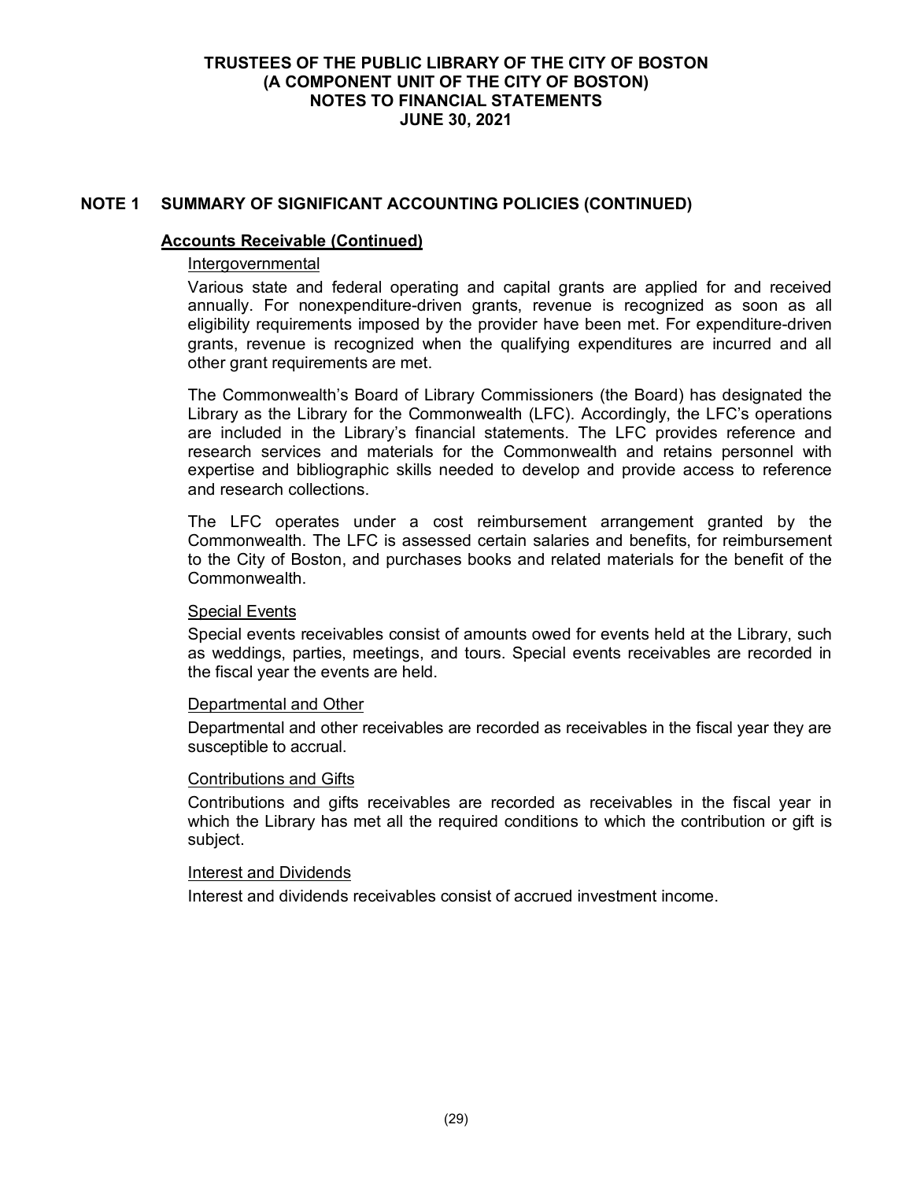## NOTE 1 SUMMARY OF SIGNIFICANT ACCOUNTING POLICIES (CONTINUED)

### Accounts Receivable (Continued)

#### Intergovernmental

Various state and federal operating and capital grants are applied for and received annually. For nonexpenditure-driven grants, revenue is recognized as soon as all eligibility requirements imposed by the provider have been met. For expenditure-driven grants, revenue is recognized when the qualifying expenditures are incurred and all other grant requirements are met.

The Commonwealth's Board of Library Commissioners (the Board) has designated the Library as the Library for the Commonwealth (LFC). Accordingly, the LFC's operations are included in the Library's financial statements. The LFC provides reference and research services and materials for the Commonwealth and retains personnel with expertise and bibliographic skills needed to develop and provide access to reference and research collections.

The LFC operates under a cost reimbursement arrangement granted by the Commonwealth. The LFC is assessed certain salaries and benefits, for reimbursement to the City of Boston, and purchases books and related materials for the benefit of the Commonwealth.

#### Special Events

Special events receivables consist of amounts owed for events held at the Library, such as weddings, parties, meetings, and tours. Special events receivables are recorded in the fiscal year the events are held.

#### Departmental and Other

Departmental and other receivables are recorded as receivables in the fiscal year they are susceptible to accrual.

#### Contributions and Gifts

Contributions and gifts receivables are recorded as receivables in the fiscal year in which the Library has met all the required conditions to which the contribution or gift is subject.

#### Interest and Dividends

Interest and dividends receivables consist of accrued investment income.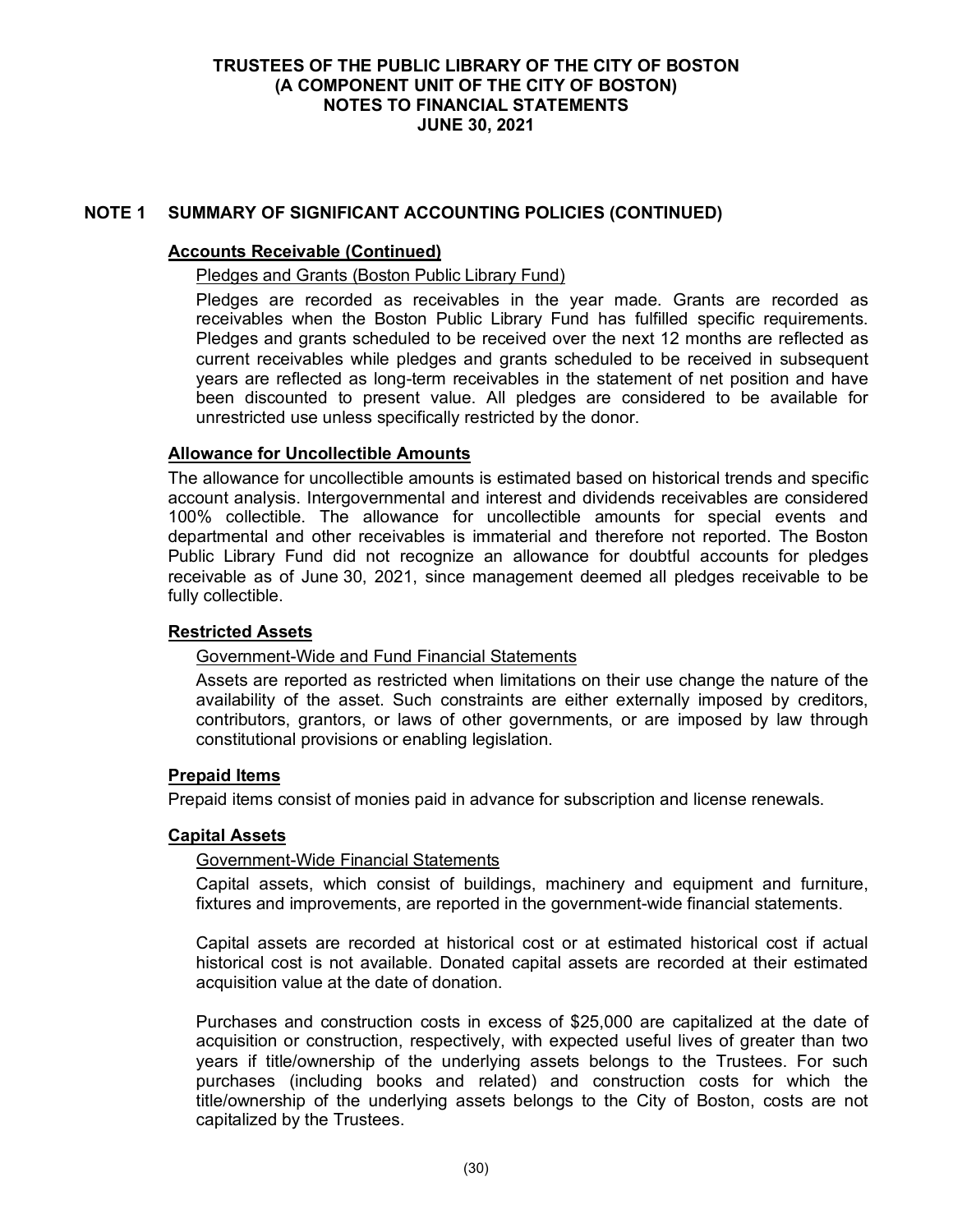# TRUSTEES OF THE PUBLIC LIBRARY OF THE CITY OF BOSTON
# (A COMPONENT UNIT OF THE CITY OF BOSTON)
# NOTES TO FINANCIAL STATEMENTS
# JUNE 30, 2021

## NOTE 1 SUMMARY OF SIGNIFICANT ACCOUNTING POLICIES (CONTINUED)

### Accounts Receivable (Continued)

Pledges and Grants (Boston Public Library Fund)

Pledges are recorded as receivables in the year made. Grants are recorded as receivables when the Boston Public Library Fund has fulfilled specific requirements. Pledges and grants scheduled to be received over the next 12 months are reflected as current receivables while pledges and grants scheduled to be received in subsequent years are reflected as long-term receivables in the statement of net position and have been discounted to present value. All pledges are considered to be available for unrestricted use unless specifically restricted by the donor.

### Allowance for Uncollectible Amounts

The allowance for uncollectible amounts is estimated based on historical trends and specific account analysis. Intergovernmental and interest and dividends receivables are considered 100% collectible. The allowance for uncollectible amounts for special events and departmental and other receivables is immaterial and therefore not reported. The Boston Public Library Fund did not recognize an allowance for doubtful accounts for pledges receivable as of June 30, 2021, since management deemed all pledges receivable to be fully collectible.

### Restricted Assets

Government-Wide and Fund Financial Statements

Assets are reported as restricted when limitations on their use change the nature of the availability of the asset. Such constraints are either externally imposed by creditors, contributors, grantors, or laws of other governments, or are imposed by law through constitutional provisions or enabling legislation.

### Prepaid Items

Prepaid items consist of monies paid in advance for subscription and license renewals.

### Capital Assets

Government-Wide Financial Statements

Capital assets, which consist of buildings, machinery and equipment and furniture, fixtures and improvements, are reported in the government-wide financial statements.

Capital assets are recorded at historical cost or at estimated historical cost if actual historical cost is not available. Donated capital assets are recorded at their estimated acquisition value at the date of donation.

Purchases and construction costs in excess of $25,000 are capitalized at the date of acquisition or construction, respectively, with expected useful lives of greater than two years if title/ownership of the underlying assets belongs to the Trustees. For such purchases (including books and related) and construction costs for which the title/ownership of the underlying assets belongs to the City of Boston, costs are not capitalized by the Trustees.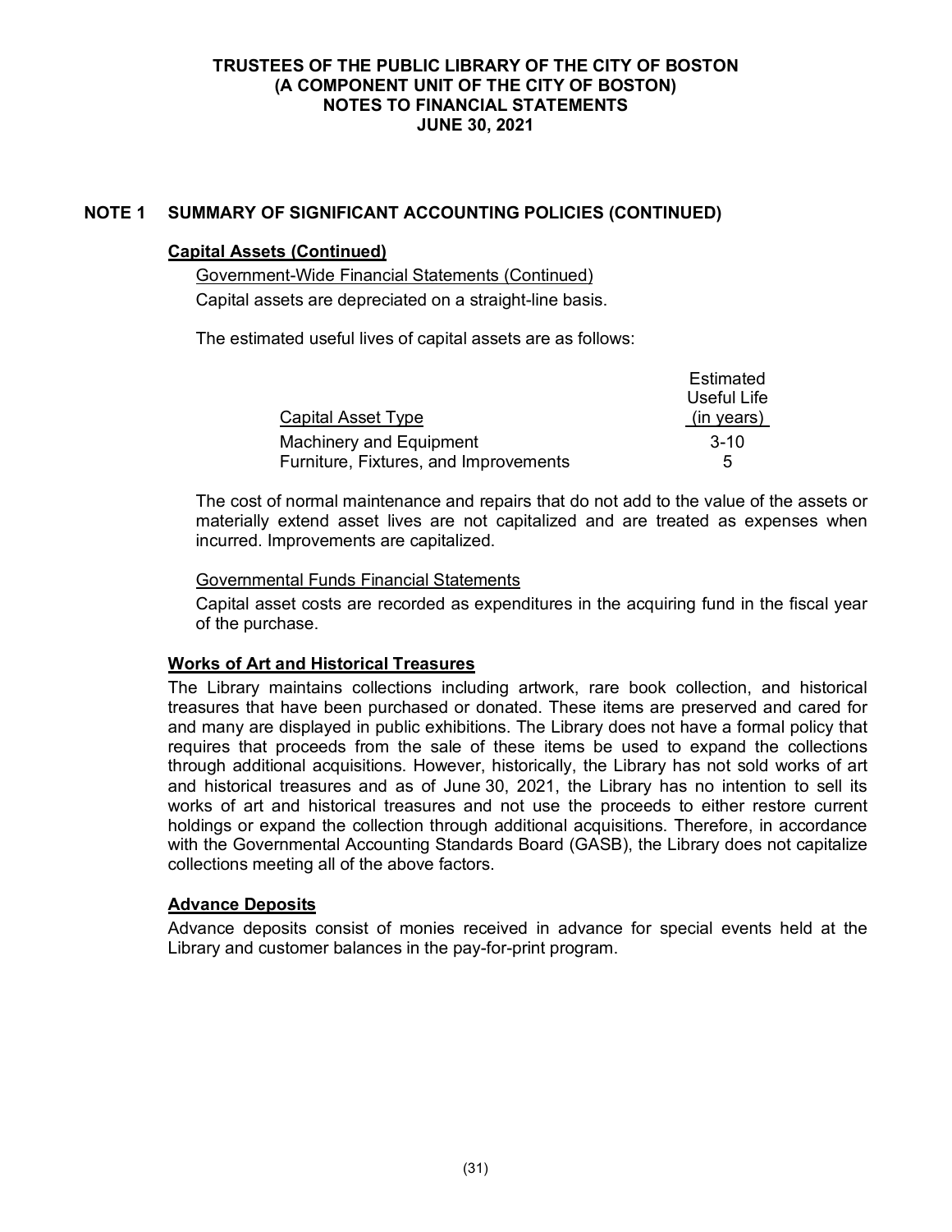## NOTE 1 SUMMARY OF SIGNIFICANT ACCOUNTING POLICIES (CONTINUED)

### Capital Assets (Continued)

Government-Wide Financial Statements (Continued)

Capital assets are depreciated on a straight-line basis.

The estimated useful lives of capital assets are as follows:

| Capital Asset Type | Estimated Useful Life (in years) |
|---|---|
| Machinery and Equipment | 3-10 |
| Furniture, Fixtures, and Improvements | 5 |

The cost of normal maintenance and repairs that do not add to the value of the assets or materially extend asset lives are not capitalized and are treated as expenses when incurred. Improvements are capitalized.

Governmental Funds Financial Statements

Capital asset costs are recorded as expenditures in the acquiring fund in the fiscal year of the purchase.

### Works of Art and Historical Treasures

The Library maintains collections including artwork, rare book collection, and historical treasures that have been purchased or donated. These items are preserved and cared for and many are displayed in public exhibitions. The Library does not have a formal policy that requires that proceeds from the sale of these items be used to expand the collections through additional acquisitions. However, historically, the Library has not sold works of art and historical treasures and as of June 30, 2021, the Library has no intention to sell its works of art and historical treasures and not use the proceeds to either restore current holdings or expand the collection through additional acquisitions. Therefore, in accordance with the Governmental Accounting Standards Board (GASB), the Library does not capitalize collections meeting all of the above factors.

### Advance Deposits

Advance deposits consist of monies received in advance for special events held at the Library and customer balances in the pay-for-print program.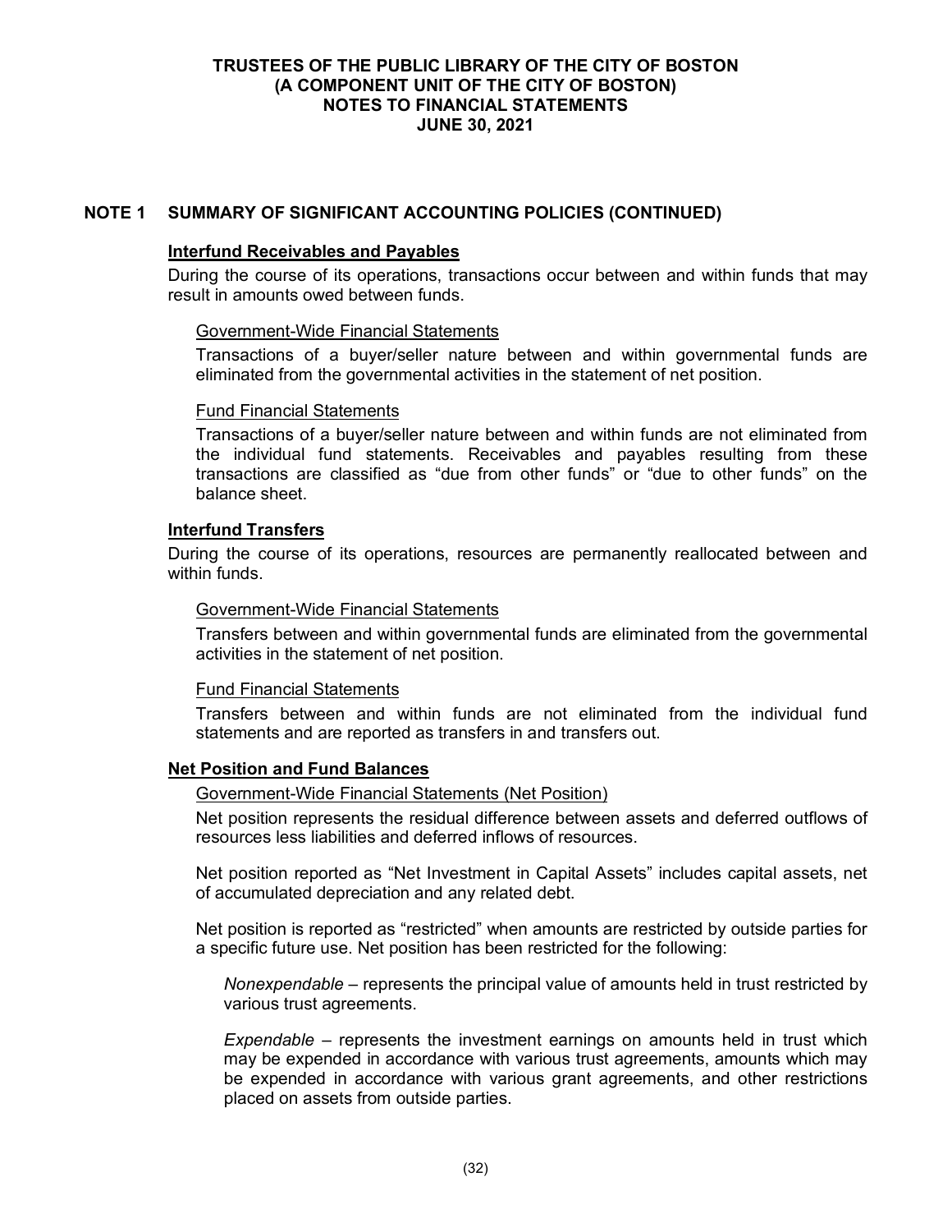## NOTE 1 SUMMARY OF SIGNIFICANT ACCOUNTING POLICIES (CONTINUED)

### Interfund Receivables and Payables

During the course of its operations, transactions occur between and within funds that may result in amounts owed between funds.

Government-Wide Financial Statements

Transactions of a buyer/seller nature between and within governmental funds are eliminated from the governmental activities in the statement of net position.

Fund Financial Statements

Transactions of a buyer/seller nature between and within funds are not eliminated from the individual fund statements. Receivables and payables resulting from these transactions are classified as "due from other funds" or "due to other funds" on the balance sheet.

### Interfund Transfers

During the course of its operations, resources are permanently reallocated between and within funds.

Government-Wide Financial Statements

Transfers between and within governmental funds are eliminated from the governmental activities in the statement of net position.

Fund Financial Statements

Transfers between and within funds are not eliminated from the individual fund statements and are reported as transfers in and transfers out.

### Net Position and Fund Balances

Government-Wide Financial Statements (Net Position)

Net position represents the residual difference between assets and deferred outflows of resources less liabilities and deferred inflows of resources.

Net position reported as "Net Investment in Capital Assets" includes capital assets, net of accumulated depreciation and any related debt.

Net position is reported as "restricted" when amounts are restricted by outside parties for a specific future use. Net position has been restricted for the following:

*Nonexpendable* – represents the principal value of amounts held in trust restricted by various trust agreements.

*Expendable* – represents the investment earnings on amounts held in trust which may be expended in accordance with various trust agreements, amounts which may be expended in accordance with various grant agreements, and other restrictions placed on assets from outside parties.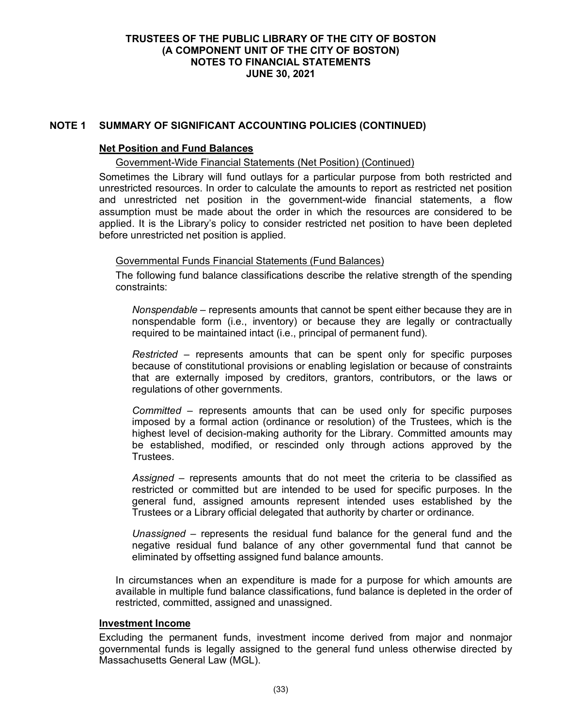## NOTE 1 SUMMARY OF SIGNIFICANT ACCOUNTING POLICIES (CONTINUED)

### Net Position and Fund Balances

Government-Wide Financial Statements (Net Position) (Continued)

Sometimes the Library will fund outlays for a particular purpose from both restricted and unrestricted resources. In order to calculate the amounts to report as restricted net position and unrestricted net position in the government-wide financial statements, a flow assumption must be made about the order in which the resources are considered to be applied. It is the Library's policy to consider restricted net position to have been depleted before unrestricted net position is applied.

Governmental Funds Financial Statements (Fund Balances)

The following fund balance classifications describe the relative strength of the spending constraints:

*Nonspendable* – represents amounts that cannot be spent either because they are in nonspendable form (i.e., inventory) or because they are legally or contractually required to be maintained intact (i.e., principal of permanent fund).

*Restricted* – represents amounts that can be spent only for specific purposes because of constitutional provisions or enabling legislation or because of constraints that are externally imposed by creditors, grantors, contributors, or the laws or regulations of other governments.

*Committed* – represents amounts that can be used only for specific purposes imposed by a formal action (ordinance or resolution) of the Trustees, which is the highest level of decision-making authority for the Library. Committed amounts may be established, modified, or rescinded only through actions approved by the Trustees.

*Assigned* – represents amounts that do not meet the criteria to be classified as restricted or committed but are intended to be used for specific purposes. In the general fund, assigned amounts represent intended uses established by the Trustees or a Library official delegated that authority by charter or ordinance.

*Unassigned* – represents the residual fund balance for the general fund and the negative residual fund balance of any other governmental fund that cannot be eliminated by offsetting assigned fund balance amounts.

In circumstances when an expenditure is made for a purpose for which amounts are available in multiple fund balance classifications, fund balance is depleted in the order of restricted, committed, assigned and unassigned.

### Investment Income

Excluding the permanent funds, investment income derived from major and nonmajor governmental funds is legally assigned to the general fund unless otherwise directed by Massachusetts General Law (MGL).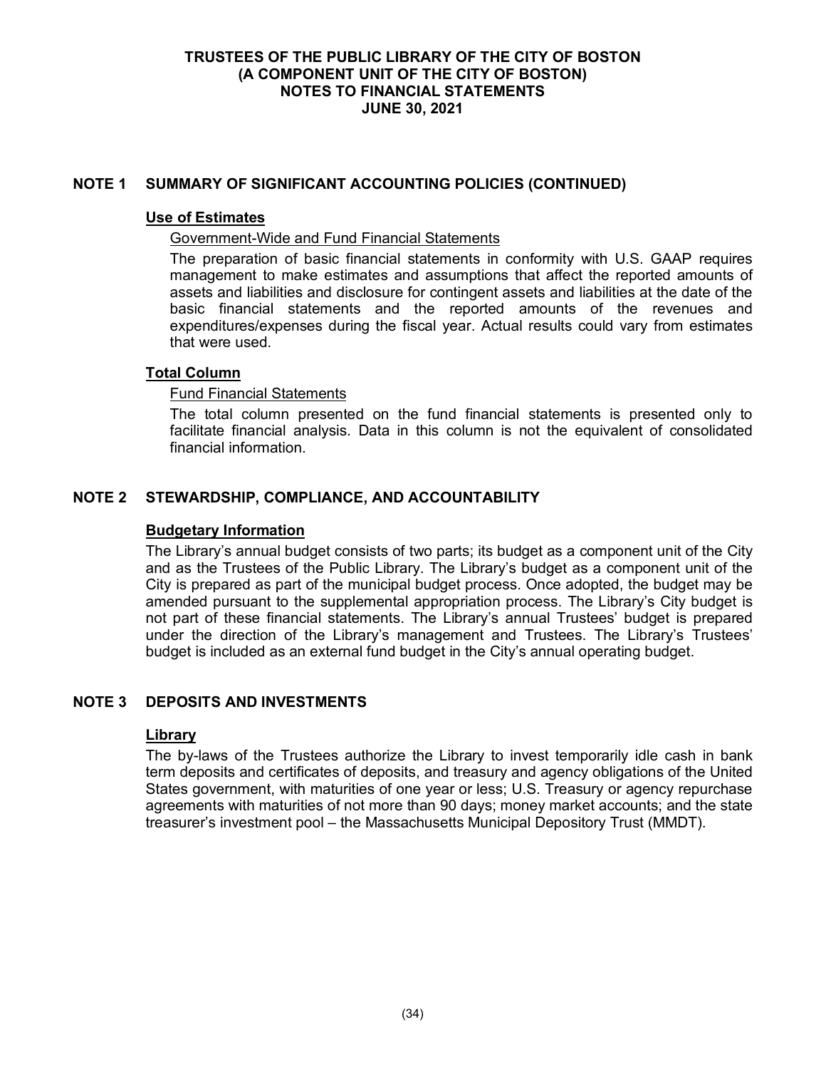## NOTE 1 SUMMARY OF SIGNIFICANT ACCOUNTING POLICIES (CONTINUED)

### Use of Estimates

Government-Wide and Fund Financial Statements

The preparation of basic financial statements in conformity with U.S. GAAP requires management to make estimates and assumptions that affect the reported amounts of assets and liabilities and disclosure for contingent assets and liabilities at the date of the basic financial statements and the reported amounts of the revenues and expenditures/expenses during the fiscal year. Actual results could vary from estimates that were used.

### Total Column

Fund Financial Statements

The total column presented on the fund financial statements is presented only to facilitate financial analysis. Data in this column is not the equivalent of consolidated financial information.

## NOTE 2 STEWARDSHIP, COMPLIANCE, AND ACCOUNTABILITY

### Budgetary Information

The Library's annual budget consists of two parts; its budget as a component unit of the City and as the Trustees of the Public Library. The Library's budget as a component unit of the City is prepared as part of the municipal budget process. Once adopted, the budget may be amended pursuant to the supplemental appropriation process. The Library's City budget is not part of these financial statements. The Library's annual Trustees' budget is prepared under the direction of the Library's management and Trustees. The Library's Trustees' budget is included as an external fund budget in the City's annual operating budget.

## NOTE 3 DEPOSITS AND INVESTMENTS

### Library

The by-laws of the Trustees authorize the Library to invest temporarily idle cash in bank term deposits and certificates of deposits, and treasury and agency obligations of the United States government, with maturities of one year or less; U.S. Treasury or agency repurchase agreements with maturities of not more than 90 days; money market accounts; and the state treasurer's investment pool – the Massachusetts Municipal Depository Trust (MMDT).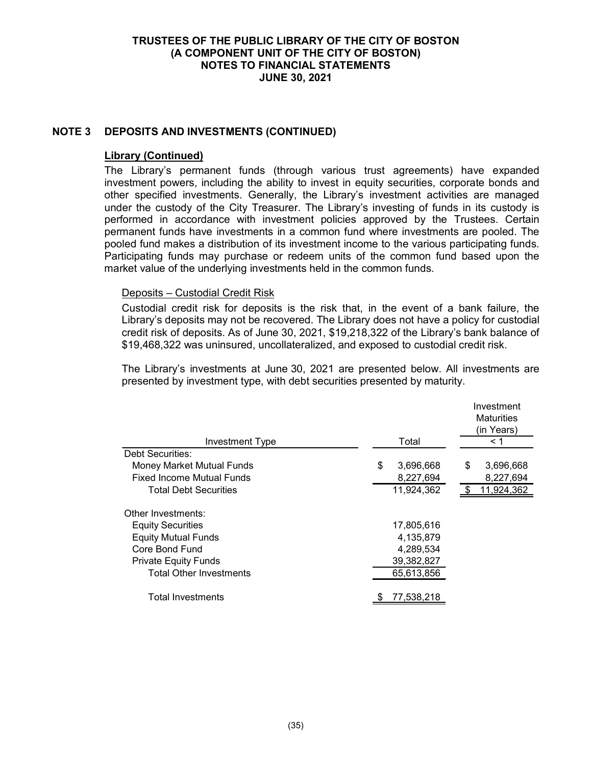# TRUSTEES OF THE PUBLIC LIBRARY OF THE CITY OF BOSTON
# (A COMPONENT UNIT OF THE CITY OF BOSTON)
# NOTES TO FINANCIAL STATEMENTS
# JUNE 30, 2021

## NOTE 3 DEPOSITS AND INVESTMENTS (CONTINUED)

### Library (Continued)

The Library's permanent funds (through various trust agreements) have expanded investment powers, including the ability to invest in equity securities, corporate bonds and other specified investments. Generally, the Library's investment activities are managed under the custody of the City Treasurer. The Library's investing of funds in its custody is performed in accordance with investment policies approved by the Trustees. Certain permanent funds have investments in a common fund where investments are pooled. The pooled fund makes a distribution of its investment income to the various participating funds. Participating funds may purchase or redeem units of the common fund based upon the market value of the underlying investments held in the common funds.

#### Deposits – Custodial Credit Risk

Custodial credit risk for deposits is the risk that, in the event of a bank failure, the Library's deposits may not be recovered. The Library does not have a policy for custodial credit risk of deposits. As of June 30, 2021, $19,218,322 of the Library's bank balance of $19,468,322 was uninsured, uncollateralized, and exposed to custodial credit risk.

The Library's investments at June 30, 2021 are presented below. All investments are presented by investment type, with debt securities presented by maturity.

| Investment Type | Total | Investment Maturities (in Years) < 1 |
|---|---|---|
| Debt Securities: | | |
| Money Market Mutual Funds | $ 3,696,668 | $ 3,696,668 |
| Fixed Income Mutual Funds | 8,227,694 | 8,227,694 |
| Total Debt Securities | 11,924,362 | $ 11,924,362 |
| Other Investments: | | |
| Equity Securities | 17,805,616 | |
| Equity Mutual Funds | 4,135,879 | |
| Core Bond Fund | 4,289,534 | |
| Private Equity Funds | 39,382,827 | |
| Total Other Investments | 65,613,856 | |
| Total Investments | $ 77,538,218 | |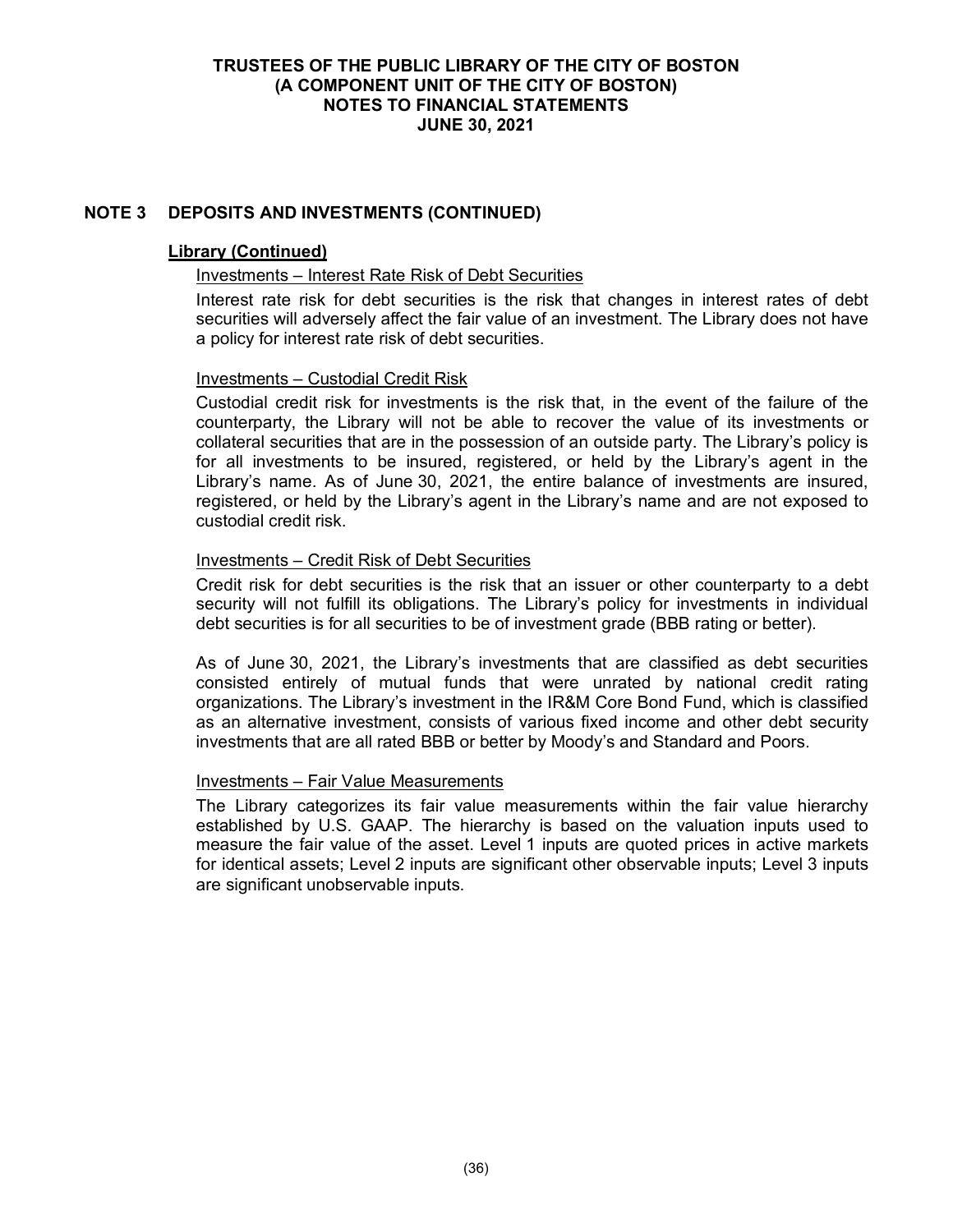## NOTE 3 DEPOSITS AND INVESTMENTS (CONTINUED)

### Library (Continued)

Investments – Interest Rate Risk of Debt Securities

Interest rate risk for debt securities is the risk that changes in interest rates of debt securities will adversely affect the fair value of an investment. The Library does not have a policy for interest rate risk of debt securities.

Investments – Custodial Credit Risk

Custodial credit risk for investments is the risk that, in the event of the failure of the counterparty, the Library will not be able to recover the value of its investments or collateral securities that are in the possession of an outside party. The Library's policy is for all investments to be insured, registered, or held by the Library's agent in the Library's name. As of June 30, 2021, the entire balance of investments are insured, registered, or held by the Library's agent in the Library's name and are not exposed to custodial credit risk.

Investments – Credit Risk of Debt Securities

Credit risk for debt securities is the risk that an issuer or other counterparty to a debt security will not fulfill its obligations. The Library's policy for investments in individual debt securities is for all securities to be of investment grade (BBB rating or better).

As of June 30, 2021, the Library's investments that are classified as debt securities consisted entirely of mutual funds that were unrated by national credit rating organizations. The Library's investment in the IR&M Core Bond Fund, which is classified as an alternative investment, consists of various fixed income and other debt security investments that are all rated BBB or better by Moody's and Standard and Poors.

Investments – Fair Value Measurements

The Library categorizes its fair value measurements within the fair value hierarchy established by U.S. GAAP. The hierarchy is based on the valuation inputs used to measure the fair value of the asset. Level 1 inputs are quoted prices in active markets for identical assets; Level 2 inputs are significant other observable inputs; Level 3 inputs are significant unobservable inputs.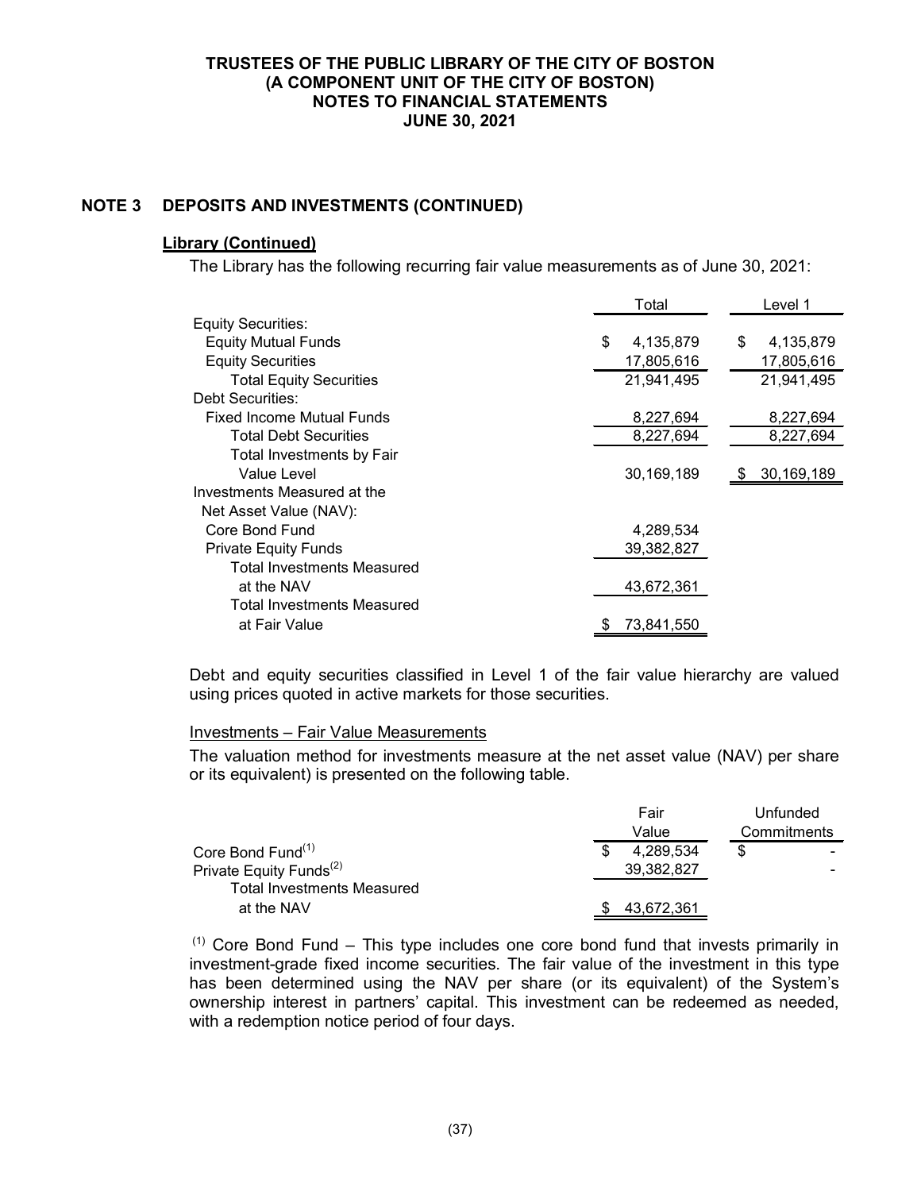## NOTE 3 DEPOSITS AND INVESTMENTS (CONTINUED)

### Library (Continued)

The Library has the following recurring fair value measurements as of June 30, 2021:

| | Total | Level 1 |
|---|---|---|
| Equity Securities: | | |
| Equity Mutual Funds | $ 4,135,879 | $ 4,135,879 |
| Equity Securities | 17,805,616 | 17,805,616 |
| Total Equity Securities | 21,941,495 | 21,941,495 |
| Debt Securities: | | |
| Fixed Income Mutual Funds | 8,227,694 | 8,227,694 |
| Total Debt Securities | 8,227,694 | 8,227,694 |
| Total Investments by Fair Value Level | 30,169,189 | $ 30,169,189 |
| Investments Measured at the Net Asset Value (NAV): | | |
| Core Bond Fund | 4,289,534 | |
| Private Equity Funds | 39,382,827 | |
| Total Investments Measured at the NAV | 43,672,361 | |
| Total Investments Measured at Fair Value | $ 73,841,550 | |

Debt and equity securities classified in Level 1 of the fair value hierarchy are valued using prices quoted in active markets for those securities.

Investments – Fair Value Measurements

The valuation method for investments measure at the net asset value (NAV) per share or its equivalent) is presented on the following table.

| | Fair Value | Unfunded Commitments |
|---|---|---|
| Core Bond Fund[1] | $ 4,289,534 | $ - |
| Private Equity Funds[2] | 39,382,827 | - |
| Total Investments Measured at the NAV | $ 43,672,361 | |

[1] Core Bond Fund – This type includes one core bond fund that invests primarily in investment-grade fixed income securities. The fair value of the investment in this type has been determined using the NAV per share (or its equivalent) of the System's ownership interest in partners' capital. This investment can be redeemed as needed, with a redemption notice period of four days.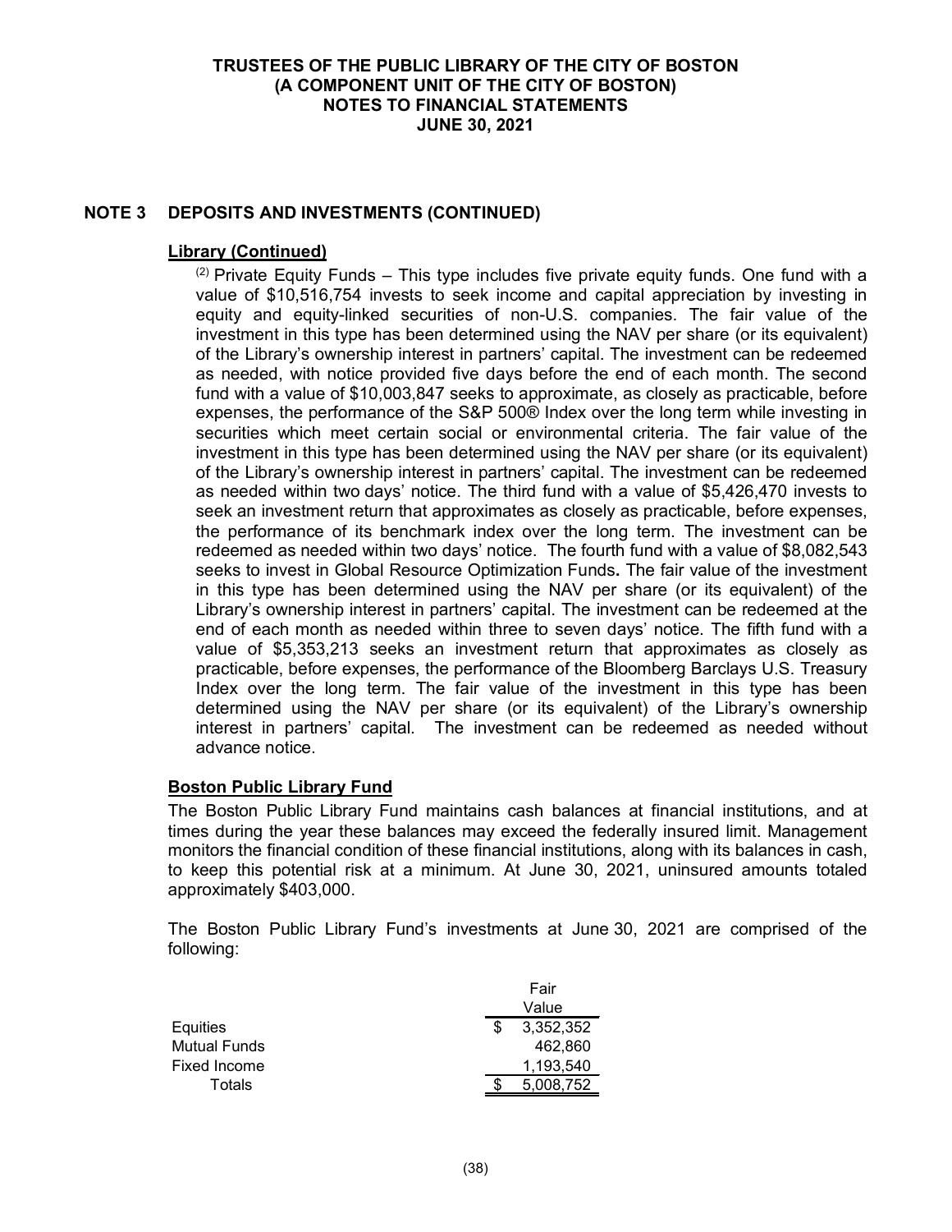## NOTE 3 DEPOSITS AND INVESTMENTS (CONTINUED)

### Library (Continued)

[2] Private Equity Funds – This type includes five private equity funds. One fund with a value of $10,516,754 invests to seek income and capital appreciation by investing in equity and equity-linked securities of non-U.S. companies. The fair value of the investment in this type has been determined using the NAV per share (or its equivalent) of the Library's ownership interest in partners' capital. The investment can be redeemed as needed, with notice provided five days before the end of each month. The second fund with a value of $10,003,847 seeks to approximate, as closely as practicable, before expenses, the performance of the S&P 500® Index over the long term while investing in securities which meet certain social or environmental criteria. The fair value of the investment in this type has been determined using the NAV per share (or its equivalent) of the Library's ownership interest in partners' capital. The investment can be redeemed as needed within two days' notice. The third fund with a value of $5,426,470 invests to seek an investment return that approximates as closely as practicable, before expenses, the performance of its benchmark index over the long term. The investment can be redeemed as needed within two days' notice. The fourth fund with a value of $8,082,543 seeks to invest in Global Resource Optimization Funds**.** The fair value of the investment in this type has been determined using the NAV per share (or its equivalent) of the Library's ownership interest in partners' capital. The investment can be redeemed at the end of each month as needed within three to seven days' notice. The fifth fund with a value of $5,353,213 seeks an investment return that approximates as closely as practicable, before expenses, the performance of the Bloomberg Barclays U.S. Treasury Index over the long term. The fair value of the investment in this type has been determined using the NAV per share (or its equivalent) of the Library's ownership interest in partners' capital. The investment can be redeemed as needed without advance notice.

### Boston Public Library Fund

The Boston Public Library Fund maintains cash balances at financial institutions, and at times during the year these balances may exceed the federally insured limit. Management monitors the financial condition of these financial institutions, along with its balances in cash, to keep this potential risk at a minimum. At June 30, 2021, uninsured amounts totaled approximately $403,000.

The Boston Public Library Fund's investments at June 30, 2021 are comprised of the following:

| | Fair Value |
|---|---|
| Equities | $ 3,352,352 |
| Mutual Funds | 462,860 |
| Fixed Income | 1,193,540 |
| Totals | $ 5,008,752 |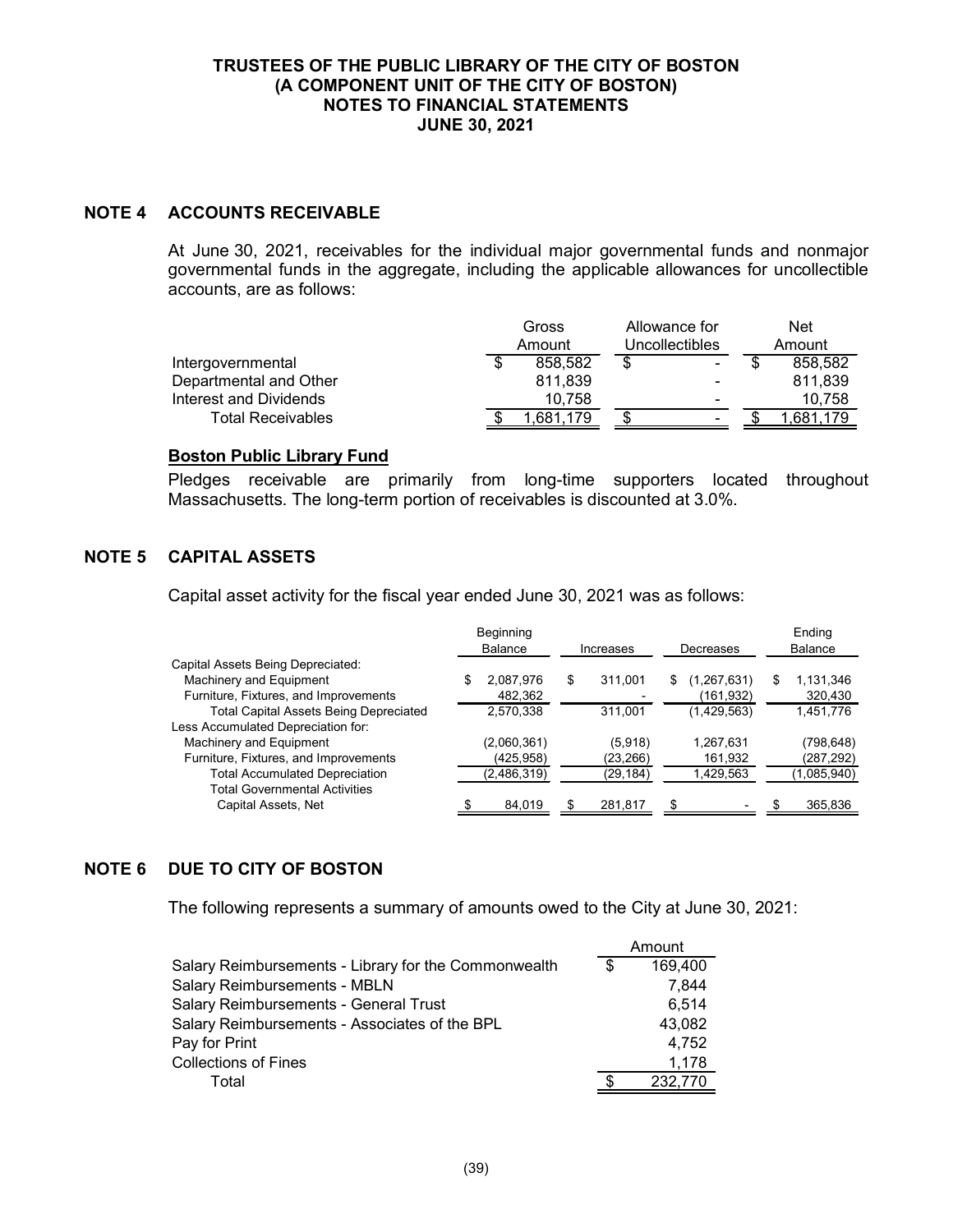# TRUSTEES OF THE PUBLIC LIBRARY OF THE CITY OF BOSTON (A COMPONENT UNIT OF THE CITY OF BOSTON) NOTES TO FINANCIAL STATEMENTS JUNE 30, 2021

## NOTE 4 ACCOUNTS RECEIVABLE

At June 30, 2021, receivables for the individual major governmental funds and nonmajor governmental funds in the aggregate, including the applicable allowances for uncollectible accounts, are as follows:

| | Gross Amount | Allowance for Uncollectibles | Net Amount |
|---|---|---|---|
| Intergovernmental | $ 858,582 | $ - | $ 858,582 |
| Departmental and Other | 811,839 | - | 811,839 |
| Interest and Dividends | 10,758 | - | 10,758 |
| Total Receivables | $ 1,681,179 | $ - | $ 1,681,179 |

### Boston Public Library Fund

Pledges receivable are primarily from long-time supporters located throughout Massachusetts. The long-term portion of receivables is discounted at 3.0%.

## NOTE 5 CAPITAL ASSETS

Capital asset activity for the fiscal year ended June 30, 2021 was as follows:

| | Beginning Balance | Increases | Decreases | Ending Balance |
|---|---|---|---|---|
| Capital Assets Being Depreciated: | | | | |
| Machinery and Equipment | $ 2,087,976 | $ 311,001 | $ (1,267,631) | $ 1,131,346 |
| Furniture, Fixtures, and Improvements | 482,362 | - | (161,932) | 320,430 |
| Total Capital Assets Being Depreciated | 2,570,338 | 311,001 | (1,429,563) | 1,451,776 |
| Less Accumulated Depreciation for: | | | | |
| Machinery and Equipment | (2,060,361) | (5,918) | 1,267,631 | (798,648) |
| Furniture, Fixtures, and Improvements | (425,958) | (23,266) | 161,932 | (287,292) |
| Total Accumulated Depreciation | (2,486,319) | (29,184) | 1,429,563 | (1,085,940) |
| Total Governmental Activities Capital Assets, Net | $ 84,019 | $ 281,817 | $ - | $ 365,836 |

## NOTE 6 DUE TO CITY OF BOSTON

The following represents a summary of amounts owed to the City at June 30, 2021:

| | Amount |
|---|---|
| Salary Reimbursements - Library for the Commonwealth | $ 169,400 |
| Salary Reimbursements - MBLN | 7,844 |
| Salary Reimbursements - General Trust | 6,514 |
| Salary Reimbursements - Associates of the BPL | 43,082 |
| Pay for Print | 4,752 |
| Collections of Fines | 1,178 |
| Total | $ 232,770 |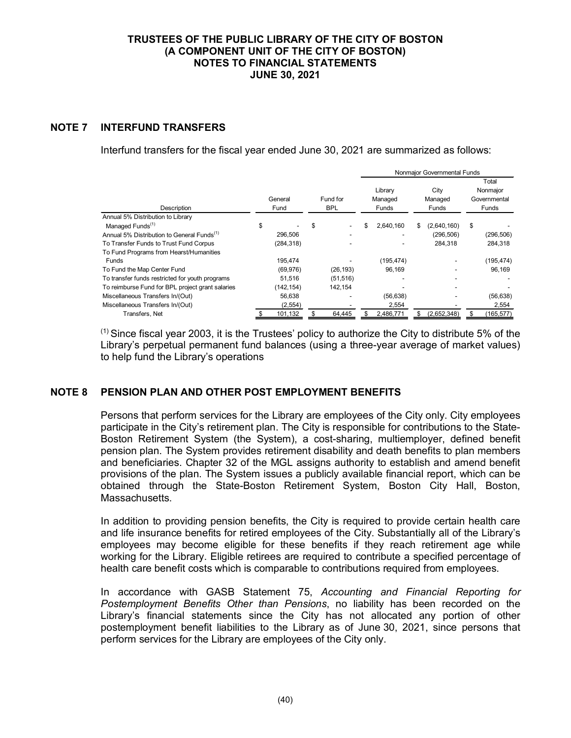# TRUSTEES OF THE PUBLIC LIBRARY OF THE CITY OF BOSTON (A COMPONENT UNIT OF THE CITY OF BOSTON) NOTES TO FINANCIAL STATEMENTS JUNE 30, 2021

## NOTE 7 INTERFUND TRANSFERS

Interfund transfers for the fiscal year ended June 30, 2021 are summarized as follows:

| | | | Nonmajor Governmental Funds | | |
|---|---|---|---|---|---|
| Description | General Fund | Fund for BPL | Library Managed Funds | City Managed Funds | Total Nonmajor Governmental Funds |
| Annual 5% Distribution to Library Managed Funds[(1)] | $ - | $ - | $ 2,640,160 | $ (2,640,160) | $ - |
| Annual 5% Distribution to General Funds[(1)] | 296,506 | - | - | (296,506) | (296,506) |
| To Transfer Funds to Trust Fund Corpus | (284,318) | - | - | 284,318 | 284,318 |
| To Fund Programs from Hearst/Humanities Funds | 195,474 | - | (195,474) | - | (195,474) |
| To Fund the Map Center Fund | (69,976) | (26,193) | 96,169 | - | 96,169 |
| To transfer funds restricted for youth programs | 51,516 | (51,516) | - | - | - |
| To reimburse Fund for BPL project grant salaries | (142,154) | 142,154 | - | - | - |
| Miscellaneous Transfers In/(Out) | 56,638 | - | (56,638) | - | (56,638) |
| Miscellaneous Transfers In/(Out) | (2,554) | - | 2,554 | - | 2,554 |
| Transfers, Net | $ 101,132 | $ 64,445 | $ 2,486,771 | $ (2,652,348) | $ (165,577) |

[(1)] Since fiscal year 2003, it is the Trustees' policy to authorize the City to distribute 5% of the Library's perpetual permanent fund balances (using a three-year average of market values) to help fund the Library's operations

## NOTE 8 PENSION PLAN AND OTHER POST EMPLOYMENT BENEFITS

Persons that perform services for the Library are employees of the City only. City employees participate in the City's retirement plan. The City is responsible for contributions to the State-Boston Retirement System (the System), a cost-sharing, multiemployer, defined benefit pension plan. The System provides retirement disability and death benefits to plan members and beneficiaries. Chapter 32 of the MGL assigns authority to establish and amend benefit provisions of the plan. The System issues a publicly available financial report, which can be obtained through the State-Boston Retirement System, Boston City Hall, Boston, Massachusetts.

In addition to providing pension benefits, the City is required to provide certain health care and life insurance benefits for retired employees of the City. Substantially all of the Library's employees may become eligible for these benefits if they reach retirement age while working for the Library. Eligible retirees are required to contribute a specified percentage of health care benefit costs which is comparable to contributions required from employees.

In accordance with GASB Statement 75, *Accounting and Financial Reporting for Postemployment Benefits Other than Pensions*, no liability has been recorded on the Library's financial statements since the City has not allocated any portion of other postemployment benefit liabilities to the Library as of June 30, 2021, since persons that perform services for the Library are employees of the City only.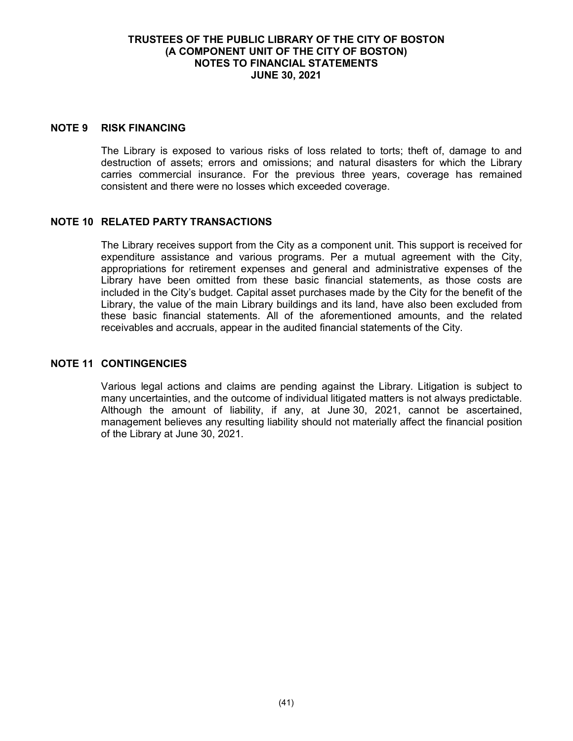## NOTE 9 RISK FINANCING

The Library is exposed to various risks of loss related to torts; theft of, damage to and destruction of assets; errors and omissions; and natural disasters for which the Library carries commercial insurance. For the previous three years, coverage has remained consistent and there were no losses which exceeded coverage.

## NOTE 10 RELATED PARTY TRANSACTIONS

The Library receives support from the City as a component unit. This support is received for expenditure assistance and various programs. Per a mutual agreement with the City, appropriations for retirement expenses and general and administrative expenses of the Library have been omitted from these basic financial statements, as those costs are included in the City's budget. Capital asset purchases made by the City for the benefit of the Library, the value of the main Library buildings and its land, have also been excluded from these basic financial statements. All of the aforementioned amounts, and the related receivables and accruals, appear in the audited financial statements of the City.

## NOTE 11 CONTINGENCIES

Various legal actions and claims are pending against the Library. Litigation is subject to many uncertainties, and the outcome of individual litigated matters is not always predictable. Although the amount of liability, if any, at June 30, 2021, cannot be ascertained, management believes any resulting liability should not materially affect the financial position of the Library at June 30, 2021.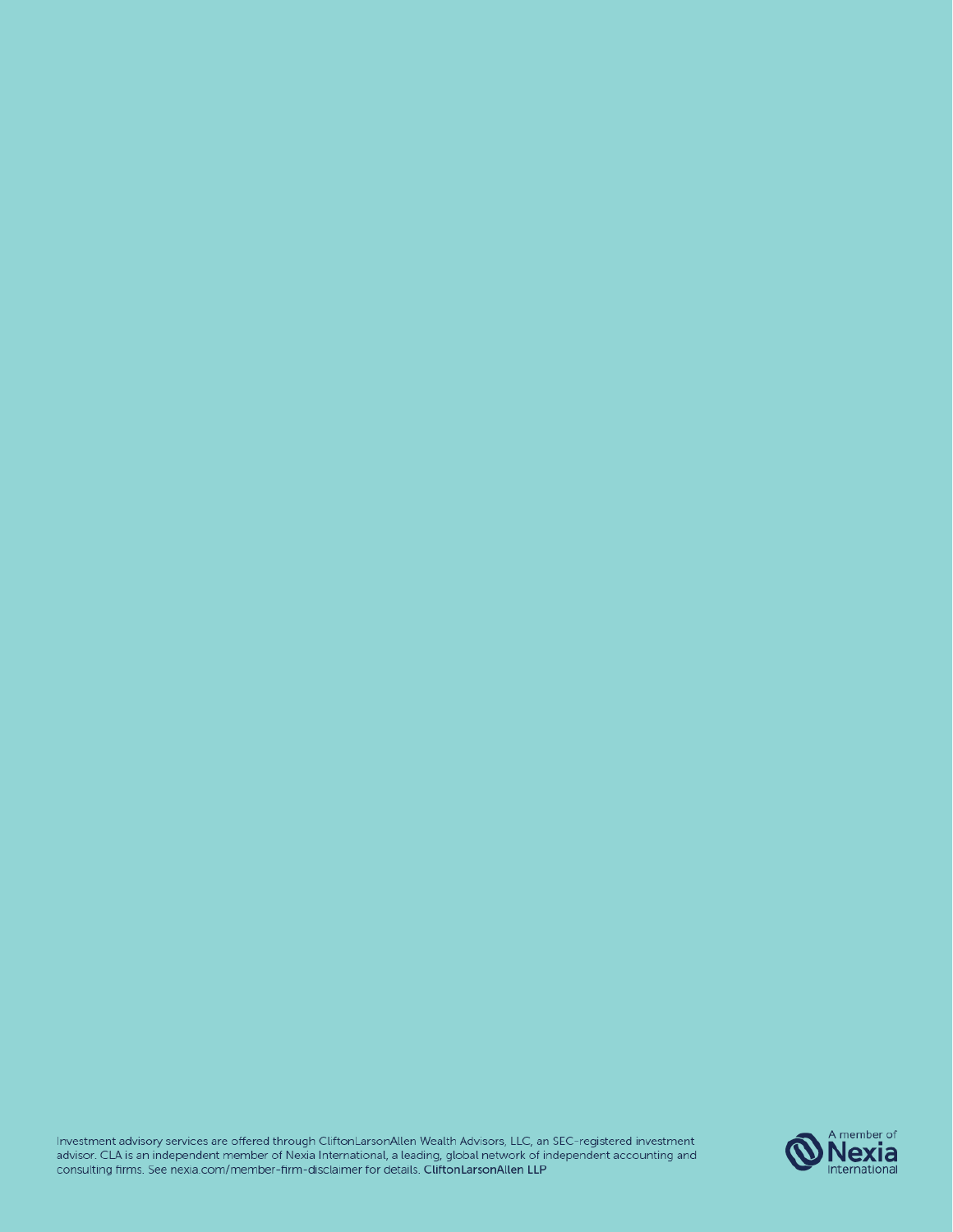Investment advisory services are offered through CliftonLarsonAllen Wealth Advisors, LLC, an SEC-registered investment advisor. CLA is an independent member of Nexia International, a leading, global network of independent accounting and consulting firms. See nexia.com/member-firm-disclaimer for details. **CliftonLarsonAllen LLP**

A member of Nexia International